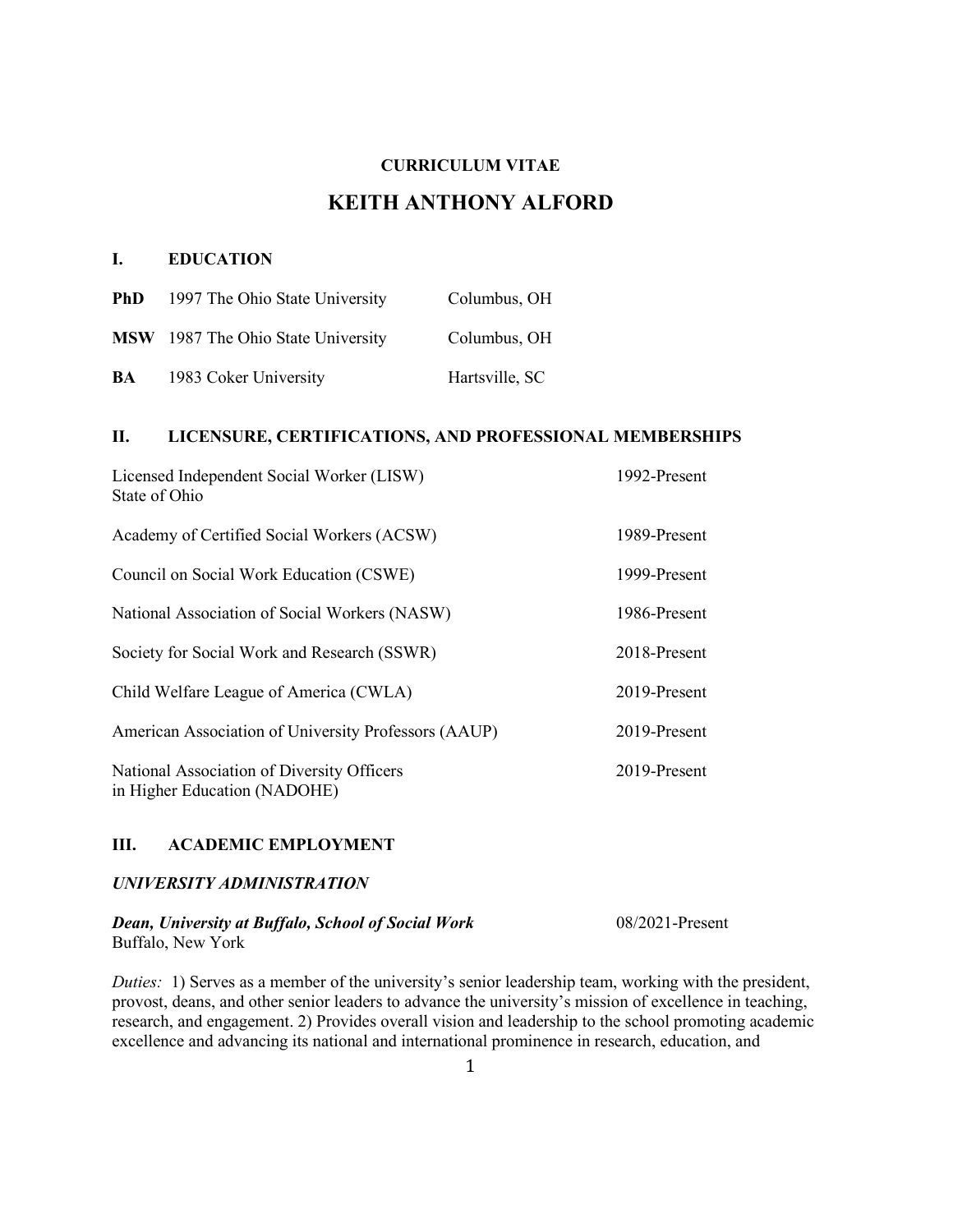**CURRICULUM VITAE**

# KEITH ANTHONY ALFORD

## I. EDUCATION

| | | |
|---|---|---|
| **PhD** 1997 The Ohio State University | Columbus, OH |
| **MSW** 1987 The Ohio State University | Columbus, OH |
| **BA** 1983 Coker University | Hartsville, SC |

## II. LICENSURE, CERTIFICATIONS, AND PROFESSIONAL MEMBERSHIPS

| | |
|---|---|
| Licensed Independent Social Worker (LISW) State of Ohio | 1992-Present |
| Academy of Certified Social Workers (ACSW) | 1989-Present |
| Council on Social Work Education (CSWE) | 1999-Present |
| National Association of Social Workers (NASW) | 1986-Present |
| Society for Social Work and Research (SSWR) | 2018-Present |
| Child Welfare League of America (CWLA) | 2019-Present |
| American Association of University Professors (AAUP) | 2019-Present |
| National Association of Diversity Officers in Higher Education (NADOHE) | 2019-Present |

## III. ACADEMIC EMPLOYMENT

### *UNIVERSITY ADMINISTRATION*

***Dean, University at Buffalo, School of Social Work*** 08/2021-Present
Buffalo, New York

*Duties:* 1) Serves as a member of the university's senior leadership team, working with the president, provost, deans, and other senior leaders to advance the university's mission of excellence in teaching, research, and engagement. 2) Provides overall vision and leadership to the school promoting academic excellence and advancing its national and international prominence in research, education, and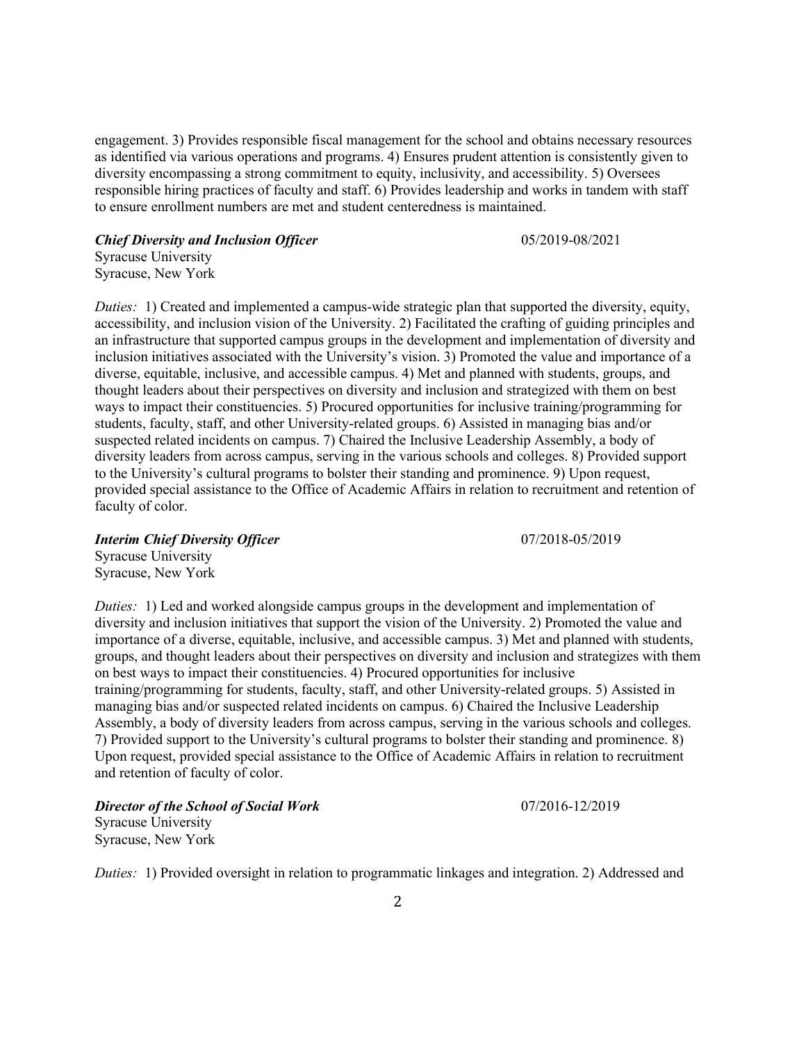engagement. 3) Provides responsible fiscal management for the school and obtains necessary resources as identified via various operations and programs. 4) Ensures prudent attention is consistently given to diversity encompassing a strong commitment to equity, inclusivity, and accessibility. 5) Oversees responsible hiring practices of faculty and staff. 6) Provides leadership and works in tandem with staff to ensure enrollment numbers are met and student centeredness is maintained.

***Chief Diversity and Inclusion Officer*** 05/2019-08/2021
Syracuse University
Syracuse, New York

*Duties:* 1) Created and implemented a campus-wide strategic plan that supported the diversity, equity, accessibility, and inclusion vision of the University. 2) Facilitated the crafting of guiding principles and an infrastructure that supported campus groups in the development and implementation of diversity and inclusion initiatives associated with the University's vision. 3) Promoted the value and importance of a diverse, equitable, inclusive, and accessible campus. 4) Met and planned with students, groups, and thought leaders about their perspectives on diversity and inclusion and strategized with them on best ways to impact their constituencies. 5) Procured opportunities for inclusive training/programming for students, faculty, staff, and other University-related groups. 6) Assisted in managing bias and/or suspected related incidents on campus. 7) Chaired the Inclusive Leadership Assembly, a body of diversity leaders from across campus, serving in the various schools and colleges. 8) Provided support to the University's cultural programs to bolster their standing and prominence. 9) Upon request, provided special assistance to the Office of Academic Affairs in relation to recruitment and retention of faculty of color.

***Interim Chief Diversity Officer*** 07/2018-05/2019
Syracuse University
Syracuse, New York

*Duties:* 1) Led and worked alongside campus groups in the development and implementation of diversity and inclusion initiatives that support the vision of the University. 2) Promoted the value and importance of a diverse, equitable, inclusive, and accessible campus. 3) Met and planned with students, groups, and thought leaders about their perspectives on diversity and inclusion and strategizes with them on best ways to impact their constituencies. 4) Procured opportunities for inclusive training/programming for students, faculty, staff, and other University-related groups. 5) Assisted in managing bias and/or suspected related incidents on campus. 6) Chaired the Inclusive Leadership Assembly, a body of diversity leaders from across campus, serving in the various schools and colleges. 7) Provided support to the University's cultural programs to bolster their standing and prominence. 8) Upon request, provided special assistance to the Office of Academic Affairs in relation to recruitment and retention of faculty of color.

***Director of the School of Social Work*** 07/2016-12/2019
Syracuse University
Syracuse, New York

*Duties:* 1) Provided oversight in relation to programmatic linkages and integration. 2) Addressed and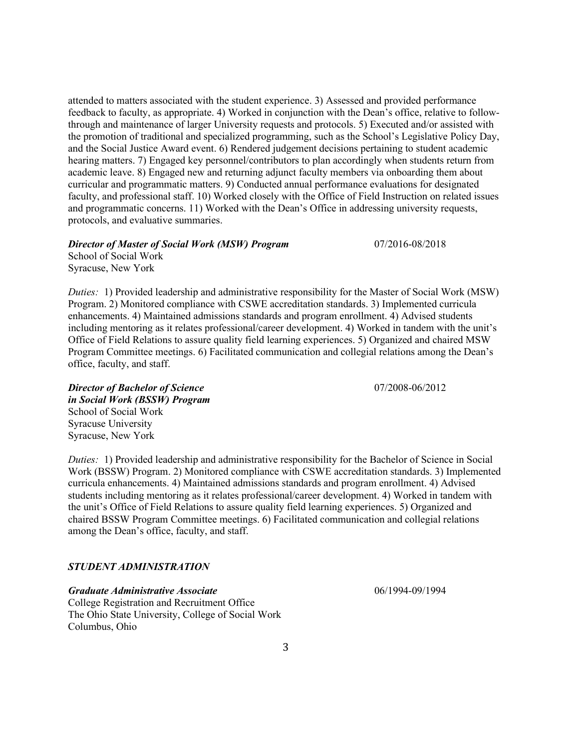attended to matters associated with the student experience. 3) Assessed and provided performance feedback to faculty, as appropriate. 4) Worked in conjunction with the Dean's office, relative to follow-through and maintenance of larger University requests and protocols. 5) Executed and/or assisted with the promotion of traditional and specialized programming, such as the School's Legislative Policy Day, and the Social Justice Award event. 6) Rendered judgement decisions pertaining to student academic hearing matters. 7) Engaged key personnel/contributors to plan accordingly when students return from academic leave. 8) Engaged new and returning adjunct faculty members via onboarding them about curricular and programmatic matters. 9) Conducted annual performance evaluations for designated faculty, and professional staff. 10) Worked closely with the Office of Field Instruction on related issues and programmatic concerns. 11) Worked with the Dean's Office in addressing university requests, protocols, and evaluative summaries.

***Director of Master of Social Work (MSW) Program*** 07/2016-08/2018
School of Social Work
Syracuse, New York

*Duties:* 1) Provided leadership and administrative responsibility for the Master of Social Work (MSW) Program. 2) Monitored compliance with CSWE accreditation standards. 3) Implemented curricula enhancements. 4) Maintained admissions standards and program enrollment. 4) Advised students including mentoring as it relates professional/career development. 4) Worked in tandem with the unit's Office of Field Relations to assure quality field learning experiences. 5) Organized and chaired MSW Program Committee meetings. 6) Facilitated communication and collegial relations among the Dean's office, faculty, and staff.

***Director of Bachelor of Science in Social Work (BSSW) Program*** 07/2008-06/2012
School of Social Work
Syracuse University
Syracuse, New York

*Duties:* 1) Provided leadership and administrative responsibility for the Bachelor of Science in Social Work (BSSW) Program. 2) Monitored compliance with CSWE accreditation standards. 3) Implemented curricula enhancements. 4) Maintained admissions standards and program enrollment. 4) Advised students including mentoring as it relates professional/career development. 4) Worked in tandem with the unit's Office of Field Relations to assure quality field learning experiences. 5) Organized and chaired BSSW Program Committee meetings. 6) Facilitated communication and collegial relations among the Dean's office, faculty, and staff.

### *STUDENT ADMINISTRATION*

***Graduate Administrative Associate*** 06/1994-09/1994
College Registration and Recruitment Office
The Ohio State University, College of Social Work
Columbus, Ohio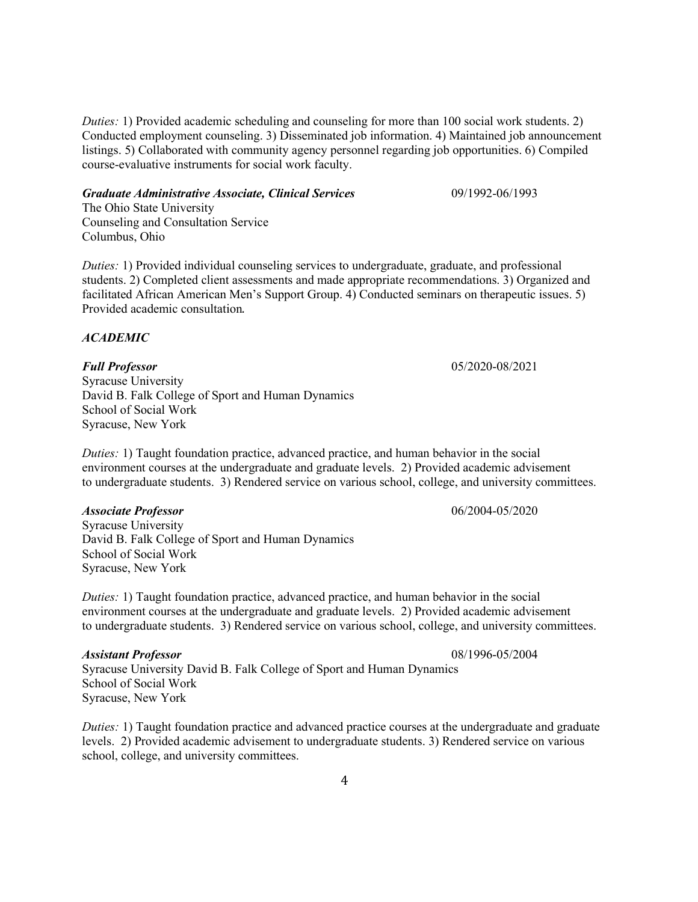*Duties:* 1) Provided academic scheduling and counseling for more than 100 social work students. 2) Conducted employment counseling. 3) Disseminated job information. 4) Maintained job announcement listings. 5) Collaborated with community agency personnel regarding job opportunities. 6) Compiled course-evaluative instruments for social work faculty.

***Graduate Administrative Associate, Clinical Services*** 09/1992-06/1993
The Ohio State University
Counseling and Consultation Service
Columbus, Ohio

*Duties:* 1) Provided individual counseling services to undergraduate, graduate, and professional students. 2) Completed client assessments and made appropriate recommendations. 3) Organized and facilitated African American Men's Support Group. 4) Conducted seminars on therapeutic issues. 5) Provided academic consultation.

***ACADEMIC***

***Full Professor*** 05/2020-08/2021
Syracuse University
David B. Falk College of Sport and Human Dynamics
School of Social Work
Syracuse, New York

*Duties:* 1) Taught foundation practice, advanced practice, and human behavior in the social environment courses at the undergraduate and graduate levels. 2) Provided academic advisement to undergraduate students. 3) Rendered service on various school, college, and university committees.

***Associate Professor*** 06/2004-05/2020
Syracuse University
David B. Falk College of Sport and Human Dynamics
School of Social Work
Syracuse, New York

*Duties:* 1) Taught foundation practice, advanced practice, and human behavior in the social environment courses at the undergraduate and graduate levels. 2) Provided academic advisement to undergraduate students. 3) Rendered service on various school, college, and university committees.

***Assistant Professor*** 08/1996-05/2004
Syracuse University David B. Falk College of Sport and Human Dynamics
School of Social Work
Syracuse, New York

*Duties:* 1) Taught foundation practice and advanced practice courses at the undergraduate and graduate levels. 2) Provided academic advisement to undergraduate students. 3) Rendered service on various school, college, and university committees.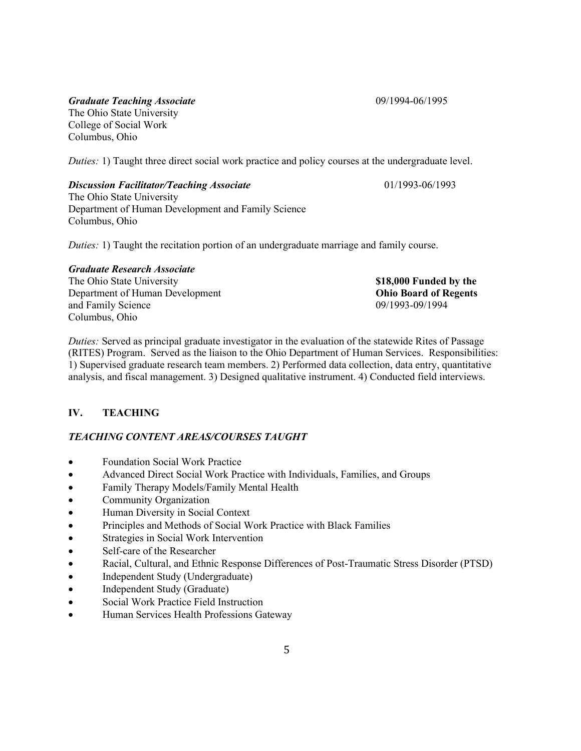***Graduate Teaching Associate*** 09/1994-06/1995
The Ohio State University
College of Social Work
Columbus, Ohio

*Duties:* 1) Taught three direct social work practice and policy courses at the undergraduate level.

***Discussion Facilitator/Teaching Associate*** 01/1993-06/1993
The Ohio State University
Department of Human Development and Family Science
Columbus, Ohio

*Duties:* 1) Taught the recitation portion of an undergraduate marriage and family course.

***Graduate Research Associate***
The Ohio State University
Department of Human Development
and Family Science
Columbus, Ohio

**$18,000 Funded by the Ohio Board of Regents**
09/1993-09/1994

*Duties:* Served as principal graduate investigator in the evaluation of the statewide Rites of Passage (RITES) Program. Served as the liaison to the Ohio Department of Human Services. Responsibilities: 1) Supervised graduate research team members. 2) Performed data collection, data entry, quantitative analysis, and fiscal management. 3) Designed qualitative instrument. 4) Conducted field interviews.

## IV. TEACHING

### *TEACHING CONTENT AREAS/COURSES TAUGHT*

- Foundation Social Work Practice
- Advanced Direct Social Work Practice with Individuals, Families, and Groups
- Family Therapy Models/Family Mental Health
- Community Organization
- Human Diversity in Social Context
- Principles and Methods of Social Work Practice with Black Families
- Strategies in Social Work Intervention
- Self-care of the Researcher
- Racial, Cultural, and Ethnic Response Differences of Post-Traumatic Stress Disorder (PTSD)
- Independent Study (Undergraduate)
- Independent Study (Graduate)
- Social Work Practice Field Instruction
- Human Services Health Professions Gateway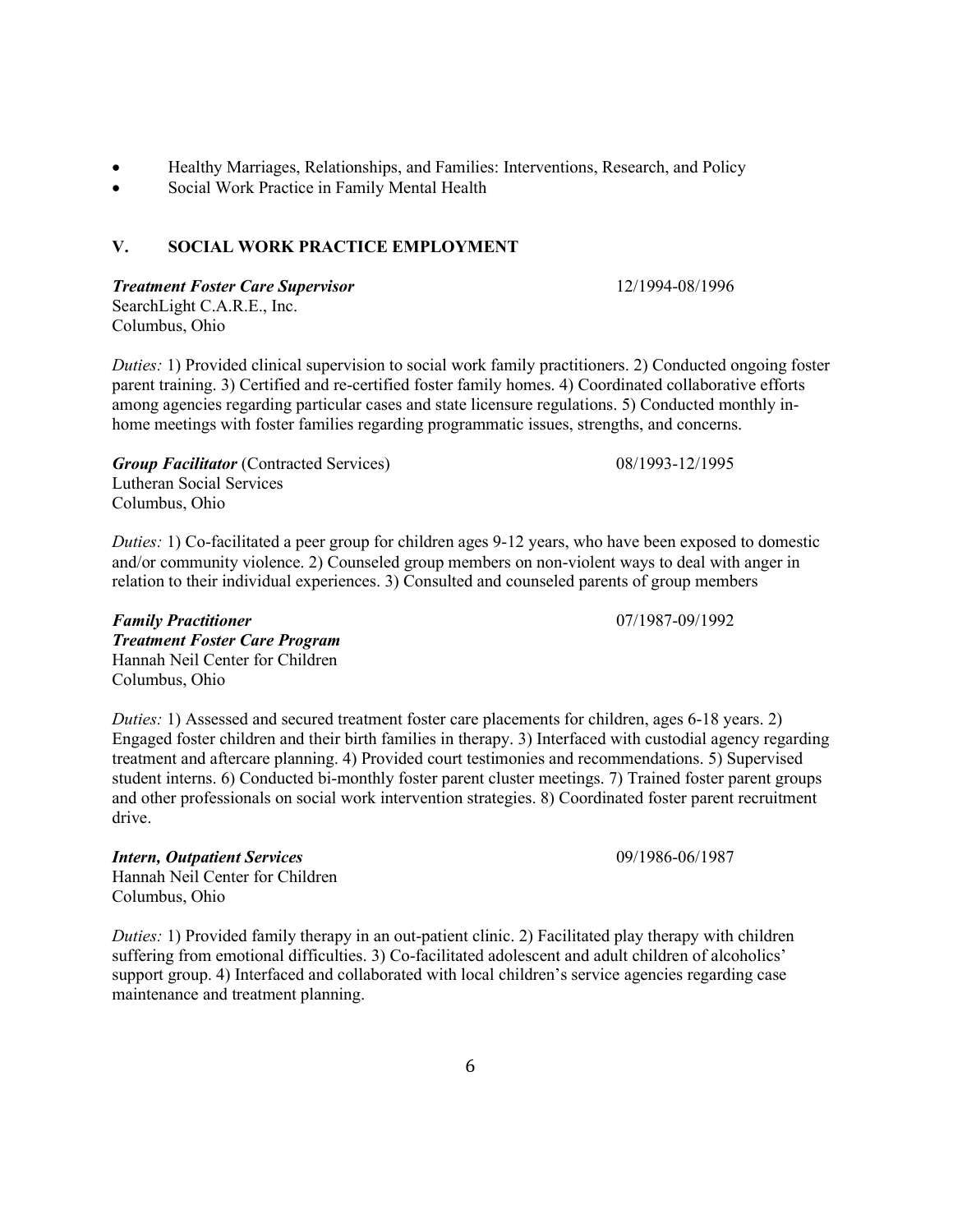- Healthy Marriages, Relationships, and Families: Interventions, Research, and Policy
- Social Work Practice in Family Mental Health

## V. SOCIAL WORK PRACTICE EMPLOYMENT

***Treatment Foster Care Supervisor*** 12/1994-08/1996
SearchLight C.A.R.E., Inc.
Columbus, Ohio

*Duties:* 1) Provided clinical supervision to social work family practitioners. 2) Conducted ongoing foster parent training. 3) Certified and re-certified foster family homes. 4) Coordinated collaborative efforts among agencies regarding particular cases and state licensure regulations. 5) Conducted monthly in-home meetings with foster families regarding programmatic issues, strengths, and concerns.

***Group Facilitator*** (Contracted Services) 08/1993-12/1995
Lutheran Social Services
Columbus, Ohio

*Duties:* 1) Co-facilitated a peer group for children ages 9-12 years, who have been exposed to domestic and/or community violence. 2) Counseled group members on non-violent ways to deal with anger in relation to their individual experiences. 3) Consulted and counseled parents of group members

***Family Practitioner*** 07/1987-09/1992
***Treatment Foster Care Program***
Hannah Neil Center for Children
Columbus, Ohio

*Duties:* 1) Assessed and secured treatment foster care placements for children, ages 6-18 years. 2) Engaged foster children and their birth families in therapy. 3) Interfaced with custodial agency regarding treatment and aftercare planning. 4) Provided court testimonies and recommendations. 5) Supervised student interns. 6) Conducted bi-monthly foster parent cluster meetings. 7) Trained foster parent groups and other professionals on social work intervention strategies. 8) Coordinated foster parent recruitment drive.

***Intern, Outpatient Services*** 09/1986-06/1987
Hannah Neil Center for Children
Columbus, Ohio

*Duties:* 1) Provided family therapy in an out-patient clinic. 2) Facilitated play therapy with children suffering from emotional difficulties. 3) Co-facilitated adolescent and adult children of alcoholics' support group. 4) Interfaced and collaborated with local children's service agencies regarding case maintenance and treatment planning.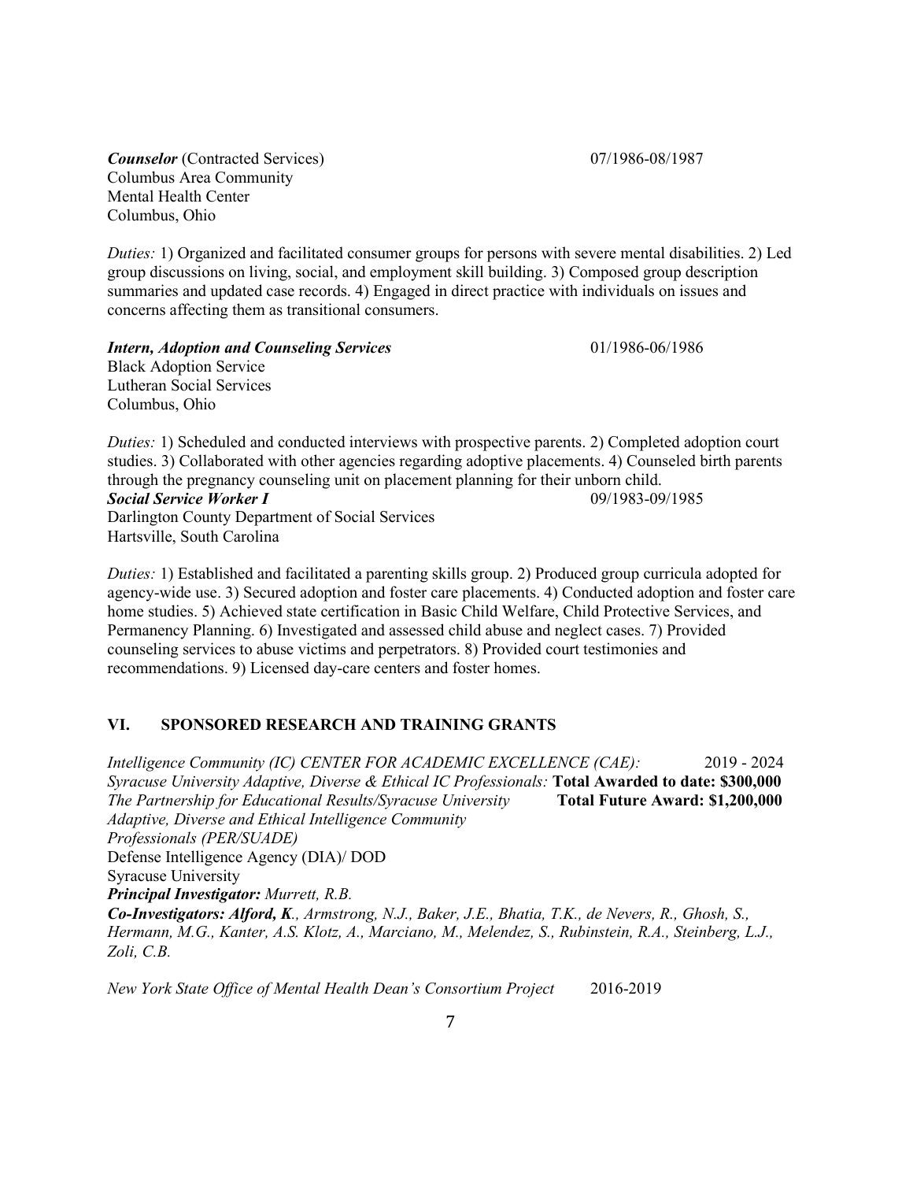***Counselor*** (Contracted Services) 07/1986-08/1987
Columbus Area Community
Mental Health Center
Columbus, Ohio

*Duties:* 1) Organized and facilitated consumer groups for persons with severe mental disabilities. 2) Led group discussions on living, social, and employment skill building. 3) Composed group description summaries and updated case records. 4) Engaged in direct practice with individuals on issues and concerns affecting them as transitional consumers.

***Intern, Adoption and Counseling Services*** 01/1986-06/1986
Black Adoption Service
Lutheran Social Services
Columbus, Ohio

*Duties:* 1) Scheduled and conducted interviews with prospective parents. 2) Completed adoption court studies. 3) Collaborated with other agencies regarding adoptive placements. 4) Counseled birth parents through the pregnancy counseling unit on placement planning for their unborn child.

***Social Service Worker I*** 09/1983-09/1985
Darlington County Department of Social Services
Hartsville, South Carolina

*Duties:* 1) Established and facilitated a parenting skills group. 2) Produced group curricula adopted for agency-wide use. 3) Secured adoption and foster care placements. 4) Conducted adoption and foster care home studies. 5) Achieved state certification in Basic Child Welfare, Child Protective Services, and Permanency Planning. 6) Investigated and assessed child abuse and neglect cases. 7) Provided counseling services to abuse victims and perpetrators. 8) Provided court testimonies and recommendations. 9) Licensed day-care centers and foster homes.

## VI. SPONSORED RESEARCH AND TRAINING GRANTS

*Intelligence Community (IC) CENTER FOR ACADEMIC EXCELLENCE (CAE):* 2019 - 2024
*Syracuse University Adaptive, Diverse & Ethical IC Professionals:* **Total Awarded to date: $300,000**
*The Partnership for Educational Results/Syracuse University* **Total Future Award: $1,200,000**
*Adaptive, Diverse and Ethical Intelligence Community Professionals (PER/SUADE)*
Defense Intelligence Agency (DIA)/ DOD
Syracuse University
***Principal Investigator:*** *Murrett, R.B.*
***Co-Investigators: Alford, K****., Armstrong, N.J., Baker, J.E., Bhatia, T.K., de Nevers, R., Ghosh, S., Hermann, M.G., Kanter, A.S. Klotz, A., Marciano, M., Melendez, S., Rubinstein, R.A., Steinberg, L.J., Zoli, C.B.*

*New York State Office of Mental Health Dean's Consortium Project* 2016-2019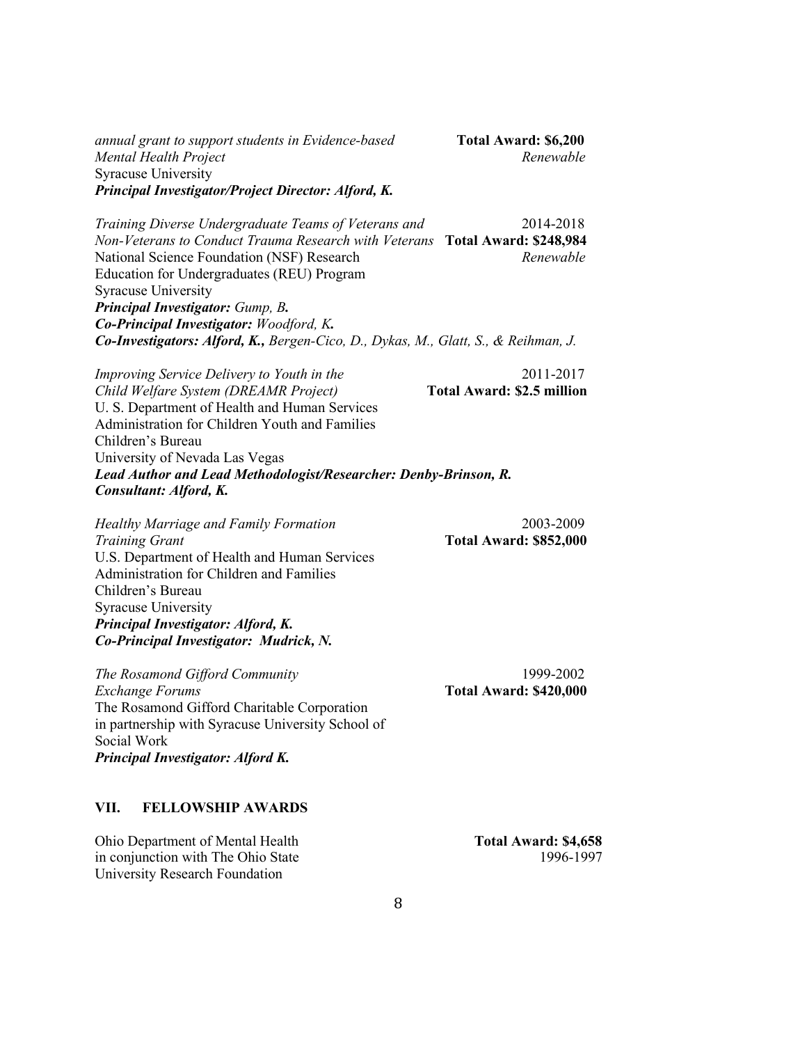*annual grant to support students in Evidence-based Mental Health Project*
Syracuse University
***Principal Investigator/Project Director: Alford, K.***

**Total Award: $6,200**
*Renewable*

*Training Diverse Undergraduate Teams of Veterans and Non-Veterans to Conduct Trauma Research with Veterans*
National Science Foundation (NSF) Research Education for Undergraduates (REU) Program
Syracuse University
***Principal Investigator:*** *Gump, B.*
***Co-Principal Investigator:*** *Woodford, K.*
***Co-Investigators: Alford, K.,*** *Bergen-Cico, D., Dykas, M., Glatt, S., & Reihman, J.*

2014-2018
**Total Award: $248,984**
*Renewable*

*Improving Service Delivery to Youth in the Child Welfare System (DREAMR Project)*
U. S. Department of Health and Human Services
Administration for Children Youth and Families
Children's Bureau
University of Nevada Las Vegas
***Lead Author and Lead Methodologist/Researcher: Denby-Brinson, R.***
***Consultant: Alford, K.***

2011-2017
**Total Award: $2.5 million**

*Healthy Marriage and Family Formation Training Grant*
U.S. Department of Health and Human Services
Administration for Children and Families
Children's Bureau
Syracuse University
***Principal Investigator: Alford, K.***
***Co-Principal Investigator: Mudrick, N.***

2003-2009
**Total Award: $852,000**

*The Rosamond Gifford Community Exchange Forums*
The Rosamond Gifford Charitable Corporation in partnership with Syracuse University School of Social Work
***Principal Investigator: Alford K.***

1999-2002
**Total Award: $420,000**

## VII. FELLOWSHIP AWARDS

Ohio Department of Mental Health in conjunction with The Ohio State University Research Foundation

**Total Award: $4,658**
1996-1997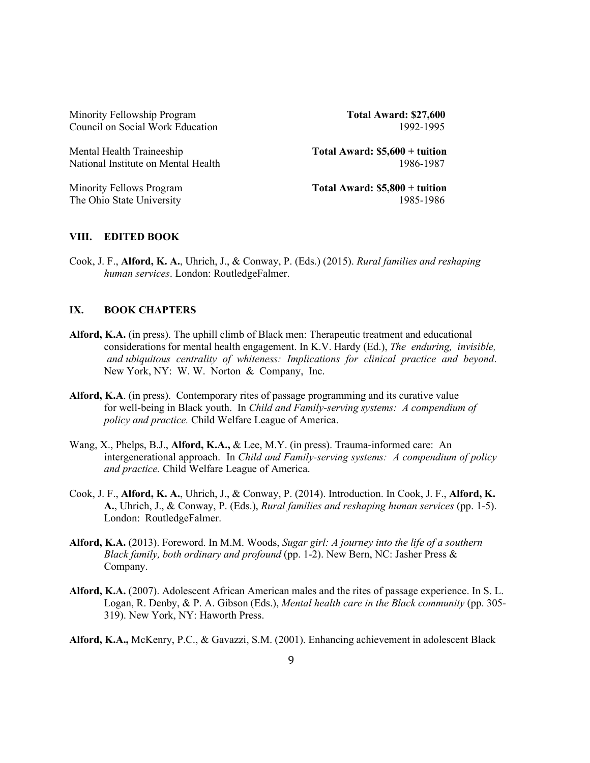Minority Fellowship Program — **Total Award: $27,600**
Council on Social Work Education — 1992-1995

Mental Health Traineeship — **Total Award: $5,600 + tuition**
National Institute on Mental Health — 1986-1987

Minority Fellows Program — **Total Award: $5,800 + tuition**
The Ohio State University — 1985-1986

## VIII. EDITED BOOK

Cook, J. F., **Alford, K. A.**, Uhrich, J., & Conway, P. (Eds.) (2015). *Rural families and reshaping human services*. London: RoutledgeFalmer.

## IX. BOOK CHAPTERS

**Alford, K.A.** (in press). The uphill climb of Black men: Therapeutic treatment and educational considerations for mental health engagement. In K.V. Hardy (Ed.), *The enduring, invisible, and ubiquitous centrality of whiteness: Implications for clinical practice and beyond*. New York, NY: W. W. Norton & Company, Inc.

**Alford, K.A**. (in press). Contemporary rites of passage programming and its curative value for well-being in Black youth. In *Child and Family-serving systems: A compendium of policy and practice.* Child Welfare League of America.

Wang, X., Phelps, B.J., **Alford, K.A.,** & Lee, M.Y. (in press). Trauma-informed care: An intergenerational approach. In *Child and Family-serving systems: A compendium of policy and practice.* Child Welfare League of America.

Cook, J. F., **Alford, K. A.**, Uhrich, J., & Conway, P. (2014). Introduction. In Cook, J. F., **Alford, K. A.**, Uhrich, J., & Conway, P. (Eds.), *Rural families and reshaping human services* (pp. 1-5). London: RoutledgeFalmer.

**Alford, K.A.** (2013). Foreword. In M.M. Woods, *Sugar girl: A journey into the life of a southern Black family, both ordinary and profound* (pp. 1-2). New Bern, NC: Jasher Press & Company.

**Alford, K.A.** (2007). Adolescent African American males and the rites of passage experience. In S. L. Logan, R. Denby, & P. A. Gibson (Eds.), *Mental health care in the Black community* (pp. 305-319). New York, NY: Haworth Press.

**Alford, K.A.,** McKenry, P.C., & Gavazzi, S.M. (2001). Enhancing achievement in adolescent Black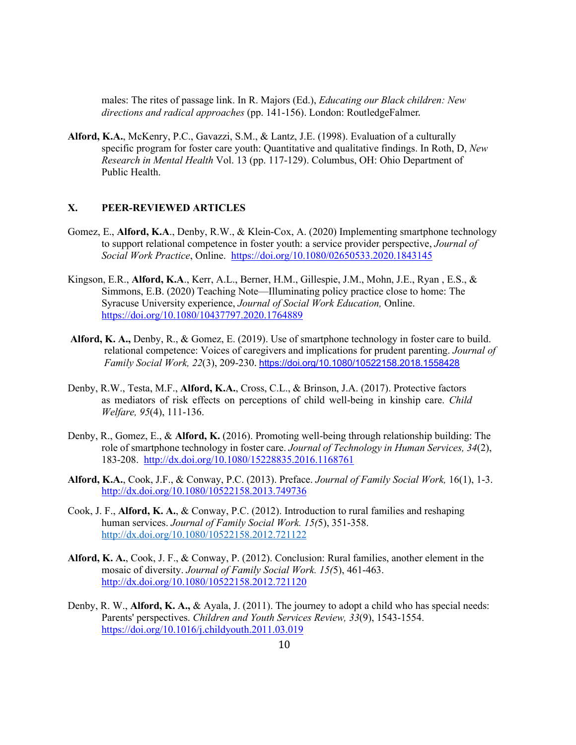males: The rites of passage link. In R. Majors (Ed.), *Educating our Black children: New directions and radical approaches* (pp. 141-156). London: RoutledgeFalmer.

**Alford, K.A.**, McKenry, P.C., Gavazzi, S.M., & Lantz, J.E. (1998). Evaluation of a culturally specific program for foster care youth: Quantitative and qualitative findings. In Roth, D, *New Research in Mental Health* Vol. 13 (pp. 117-129). Columbus, OH: Ohio Department of Public Health.

## X. PEER-REVIEWED ARTICLES

Gomez, E., **Alford, K.A**., Denby, R.W., & Klein-Cox, A. (2020) Implementing smartphone technology to support relational competence in foster youth: a service provider perspective, *Journal of Social Work Practice*, Online. https://doi.org/10.1080/02650533.2020.1843145

Kingson, E.R., **Alford, K.A**., Kerr, A.L., Berner, H.M., Gillespie, J.M., Mohn, J.E., Ryan , E.S., & Simmons, E.B. (2020) Teaching Note—Illuminating policy practice close to home: The Syracuse University experience, *Journal of Social Work Education,* Online. https://doi.org/10.1080/10437797.2020.1764889

**Alford, K. A.,** Denby, R., & Gomez, E. (2019). Use of smartphone technology in foster care to build. relational competence: Voices of caregivers and implications for prudent parenting. *Journal of Family Social Work, 22*(3), 209-230. https://doi.org/10.1080/10522158.2018.1558428

Denby, R.W., Testa, M.F., **Alford, K.A.**, Cross, C.L., & Brinson, J.A. (2017). Protective factors as mediators of risk effects on perceptions of child well-being in kinship care. *Child Welfare, 95*(4), 111-136.

Denby, R., Gomez, E., & **Alford, K.** (2016). Promoting well-being through relationship building: The role of smartphone technology in foster care. *Journal of Technology in Human Services, 34*(2), 183-208. http://dx.doi.org/10.1080/15228835.2016.1168761

**Alford, K.A.**, Cook, J.F., & Conway, P.C. (2013). Preface. *Journal of Family Social Work,* 16(1), 1-3. http://dx.doi.org/10.1080/10522158.2013.749736

Cook, J. F., **Alford, K. A.**, & Conway, P.C. (2012). Introduction to rural families and reshaping human services. *Journal of Family Social Work. 15(*5), 351-358. http://dx.doi.org/10.1080/10522158.2012.721122

**Alford, K. A.**, Cook, J. F., & Conway, P. (2012). Conclusion: Rural families, another element in the mosaic of diversity. *Journal of Family Social Work. 15(*5), 461-463. http://dx.doi.org/10.1080/10522158.2012.721120

Denby, R. W., **Alford, K. A.,** & Ayala, J. (2011). The journey to adopt a child who has special needs: Parents' perspectives. *Children and Youth Services Review, 33*(9), 1543-1554. https://doi.org/10.1016/j.childyouth.2011.03.019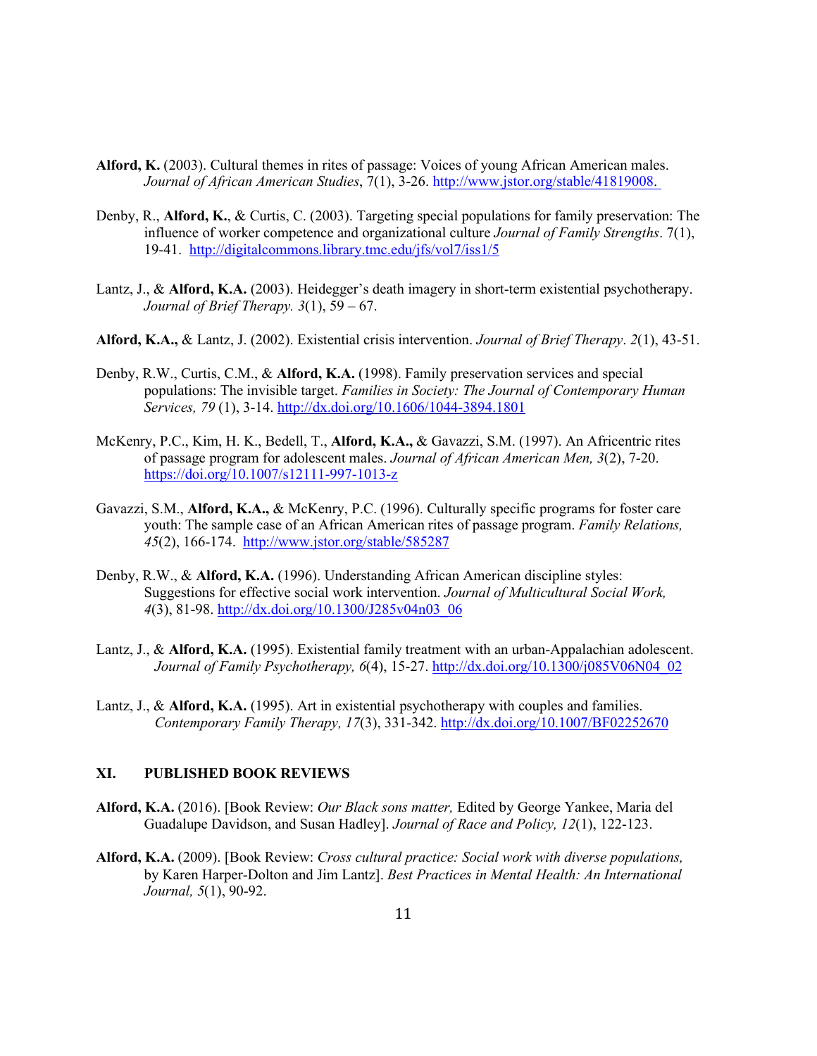**Alford, K.** (2003). Cultural themes in rites of passage: Voices of young African American males. *Journal of African American Studies*, 7(1), 3-26. http://www.jstor.org/stable/41819008.

Denby, R., **Alford, K.**, & Curtis, C. (2003). Targeting special populations for family preservation: The influence of worker competence and organizational culture *Journal of Family Strengths*. 7(1), 19-41. http://digitalcommons.library.tmc.edu/jfs/vol7/iss1/5

Lantz, J., & **Alford, K.A.** (2003). Heidegger's death imagery in short-term existential psychotherapy. *Journal of Brief Therapy. 3*(1), 59 – 67.

**Alford, K.A.,** & Lantz, J. (2002). Existential crisis intervention. *Journal of Brief Therapy*. *2*(1), 43-51.

Denby, R.W., Curtis, C.M., & **Alford, K.A.** (1998). Family preservation services and special populations: The invisible target. *Families in Society: The Journal of Contemporary Human Services, 79* (1), 3-14. http://dx.doi.org/10.1606/1044-3894.1801

McKenry, P.C., Kim, H. K., Bedell, T., **Alford, K.A.,** & Gavazzi, S.M. (1997). An Africentric rites of passage program for adolescent males. *Journal of African American Men, 3*(2), 7-20. https://doi.org/10.1007/s12111-997-1013-z

Gavazzi, S.M., **Alford, K.A.,** & McKenry, P.C. (1996). Culturally specific programs for foster care youth: The sample case of an African American rites of passage program. *Family Relations, 45*(2), 166-174. http://www.jstor.org/stable/585287

Denby, R.W., & **Alford, K.A.** (1996). Understanding African American discipline styles: Suggestions for effective social work intervention. *Journal of Multicultural Social Work, 4*(3), 81-98. http://dx.doi.org/10.1300/J285v04n03_06

Lantz, J., & **Alford, K.A.** (1995). Existential family treatment with an urban-Appalachian adolescent. *Journal of Family Psychotherapy, 6*(4), 15-27. http://dx.doi.org/10.1300/j085V06N04_02

Lantz, J., & **Alford, K.A.** (1995). Art in existential psychotherapy with couples and families. *Contemporary Family Therapy, 17*(3), 331-342. http://dx.doi.org/10.1007/BF02252670

## XI. PUBLISHED BOOK REVIEWS

**Alford, K.A.** (2016). [Book Review: *Our Black sons matter,* Edited by George Yankee, Maria del Guadalupe Davidson, and Susan Hadley]. *Journal of Race and Policy, 12*(1), 122-123.

**Alford, K.A.** (2009). [Book Review: *Cross cultural practice: Social work with diverse populations,* by Karen Harper-Dolton and Jim Lantz]. *Best Practices in Mental Health: An International Journal, 5*(1), 90-92.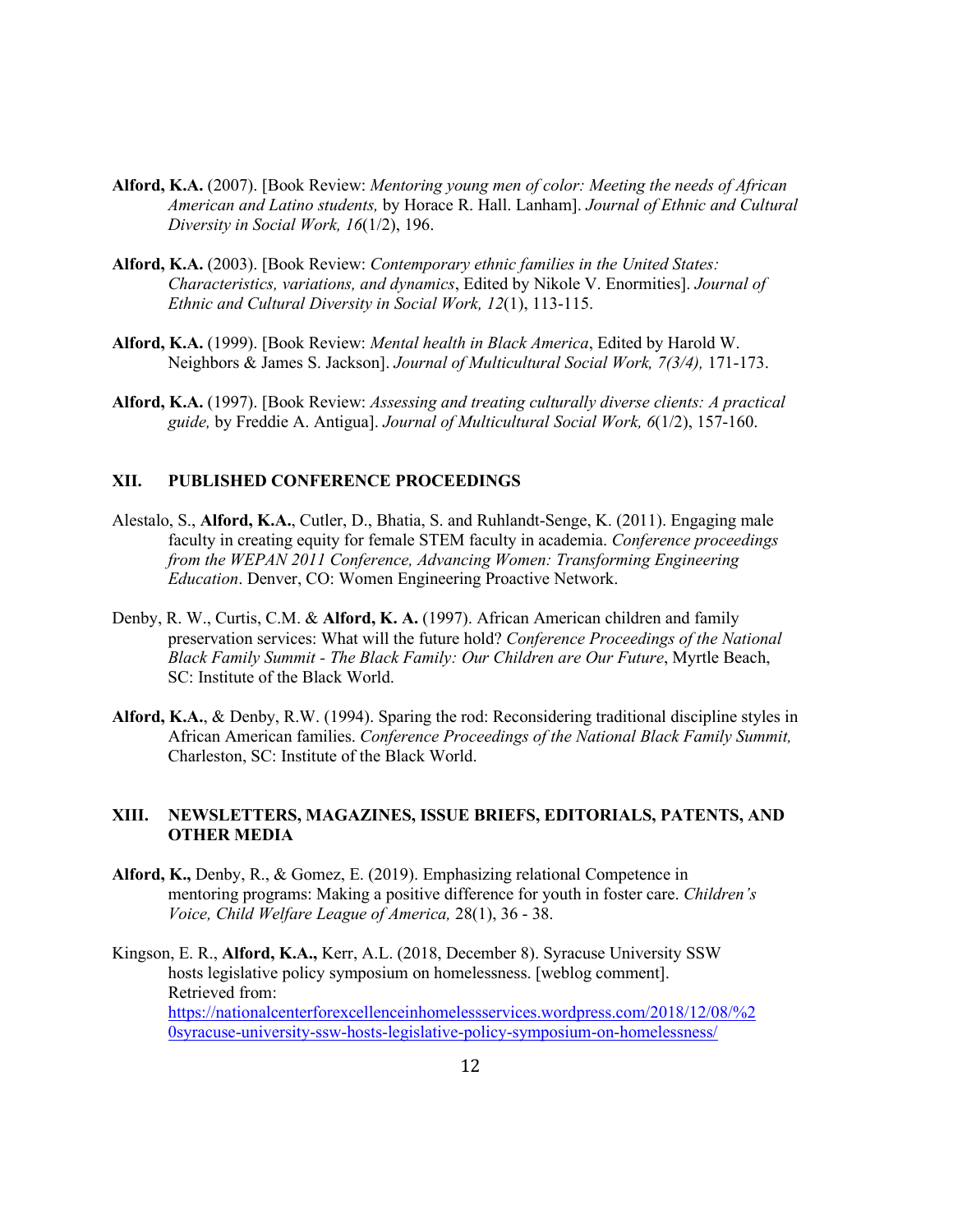**Alford, K.A.** (2007). [Book Review: *Mentoring young men of color: Meeting the needs of African American and Latino students,* by Horace R. Hall. Lanham]. *Journal of Ethnic and Cultural Diversity in Social Work, 16*(1/2), 196.

**Alford, K.A.** (2003). [Book Review: *Contemporary ethnic families in the United States: Characteristics, variations, and dynamics*, Edited by Nikole V. Enormities]. *Journal of Ethnic and Cultural Diversity in Social Work, 12*(1), 113-115.

**Alford, K.A.** (1999). [Book Review: *Mental health in Black America*, Edited by Harold W. Neighbors & James S. Jackson]. *Journal of Multicultural Social Work, 7(3/4),* 171-173.

**Alford, K.A.** (1997). [Book Review: *Assessing and treating culturally diverse clients: A practical guide,* by Freddie A. Antigua]. *Journal of Multicultural Social Work, 6*(1/2), 157-160.

## XII. PUBLISHED CONFERENCE PROCEEDINGS

Alestalo, S., **Alford, K.A.**, Cutler, D., Bhatia, S. and Ruhlandt-Senge, K. (2011). Engaging male faculty in creating equity for female STEM faculty in academia. *Conference proceedings from the WEPAN 2011 Conference, Advancing Women: Transforming Engineering Education*. Denver, CO: Women Engineering Proactive Network.

Denby, R. W., Curtis, C.M. & **Alford, K. A.** (1997). African American children and family preservation services: What will the future hold? *Conference Proceedings of the National Black Family Summit - The Black Family: Our Children are Our Future*, Myrtle Beach, SC: Institute of the Black World.

**Alford, K.A.**, & Denby, R.W. (1994). Sparing the rod: Reconsidering traditional discipline styles in African American families. *Conference Proceedings of the National Black Family Summit,* Charleston, SC: Institute of the Black World.

## XIII. NEWSLETTERS, MAGAZINES, ISSUE BRIEFS, EDITORIALS, PATENTS, AND OTHER MEDIA

**Alford, K.,** Denby, R., & Gomez, E. (2019). Emphasizing relational Competence in mentoring programs: Making a positive difference for youth in foster care. *Children's Voice, Child Welfare League of America,* 28(1), 36 - 38.

Kingson, E. R., **Alford, K.A.,** Kerr, A.L. (2018, December 8). Syracuse University SSW hosts legislative policy symposium on homelessness. [weblog comment]. Retrieved from: https://nationalcenterforexcellenceinhomelessservices.wordpress.com/2018/12/08/%20syracuse-university-ssw-hosts-legislative-policy-symposium-on-homelessness/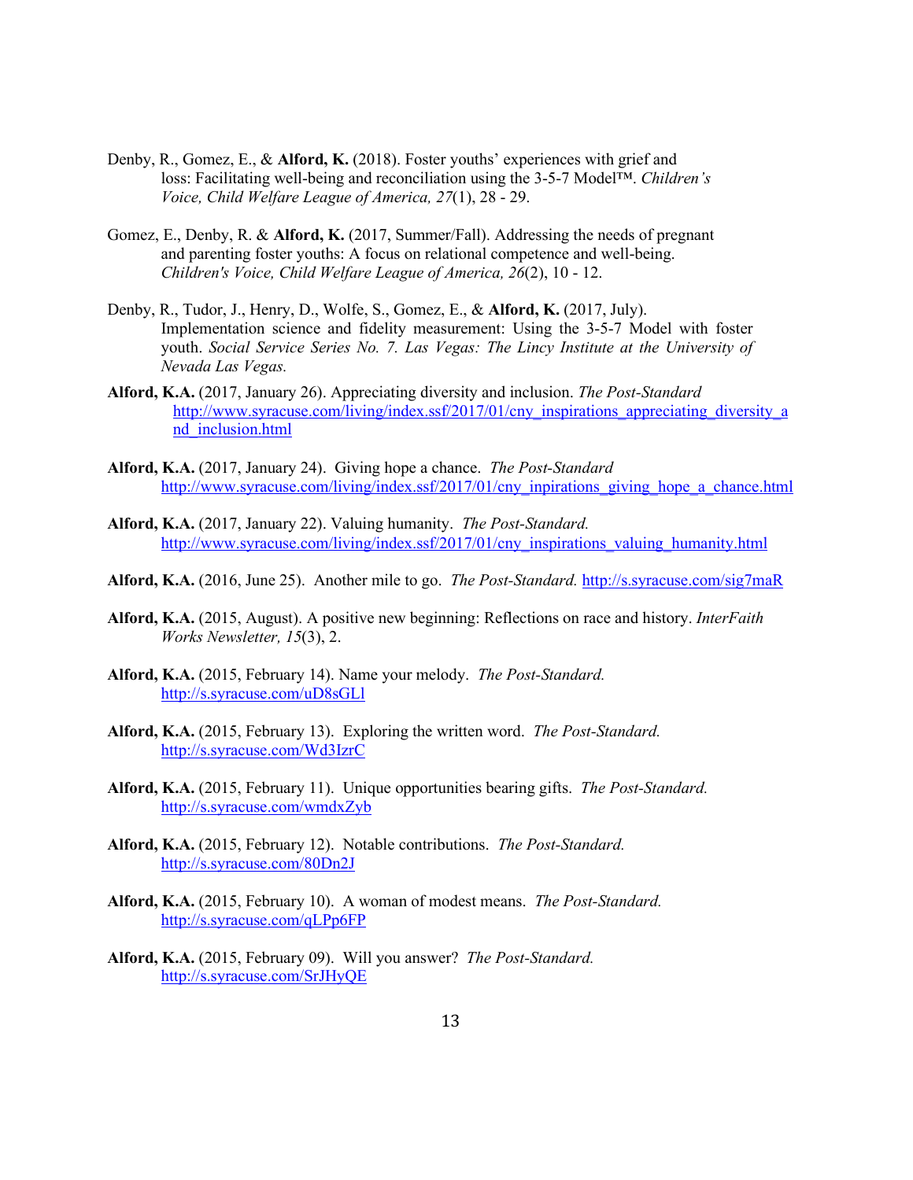Denby, R., Gomez, E., & **Alford, K.** (2018). Foster youths' experiences with grief and loss: Facilitating well-being and reconciliation using the 3-5-7 Model™. *Children's Voice, Child Welfare League of America, 27*(1), 28 - 29.

Gomez, E., Denby, R. & **Alford, K.** (2017, Summer/Fall). Addressing the needs of pregnant and parenting foster youths: A focus on relational competence and well-being. *Children's Voice, Child Welfare League of America, 26*(2), 10 - 12.

Denby, R., Tudor, J., Henry, D., Wolfe, S., Gomez, E., & **Alford, K.** (2017, July). Implementation science and fidelity measurement: Using the 3-5-7 Model with foster youth. *Social Service Series No. 7. Las Vegas: The Lincy Institute at the University of Nevada Las Vegas.*

**Alford, K.A.** (2017, January 26). Appreciating diversity and inclusion. *The Post-Standard* [http://www.syracuse.com/living/index.ssf/2017/01/cny_inspirations_appreciating_diversity_and_inclusion.html](http://www.syracuse.com/living/index.ssf/2017/01/cny_inspirations_appreciating_diversity_and_inclusion.html)

**Alford, K.A.** (2017, January 24). Giving hope a chance. *The Post-Standard* [http://www.syracuse.com/living/index.ssf/2017/01/cny_inpirations_giving_hope_a_chance.html](http://www.syracuse.com/living/index.ssf/2017/01/cny_inpirations_giving_hope_a_chance.html)

**Alford, K.A.** (2017, January 22). Valuing humanity. *The Post-Standard.* [http://www.syracuse.com/living/index.ssf/2017/01/cny_inspirations_valuing_humanity.html](http://www.syracuse.com/living/index.ssf/2017/01/cny_inspirations_valuing_humanity.html)

**Alford, K.A.** (2016, June 25). Another mile to go. *The Post-Standard.* [http://s.syracuse.com/sig7maR](http://s.syracuse.com/sig7maR)

**Alford, K.A.** (2015, August). A positive new beginning: Reflections on race and history. *InterFaith Works Newsletter, 15*(3), 2.

**Alford, K.A.** (2015, February 14). Name your melody. *The Post-Standard.* [http://s.syracuse.com/uD8sGLl](http://s.syracuse.com/uD8sGLl)

**Alford, K.A.** (2015, February 13). Exploring the written word. *The Post-Standard.* [http://s.syracuse.com/Wd3IzrC](http://s.syracuse.com/Wd3IzrC)

**Alford, K.A.** (2015, February 11). Unique opportunities bearing gifts. *The Post-Standard.* [http://s.syracuse.com/wmdxZyb](http://s.syracuse.com/wmdxZyb)

**Alford, K.A.** (2015, February 12). Notable contributions. *The Post-Standard.* [http://s.syracuse.com/80Dn2J](http://s.syracuse.com/80Dn2J)

**Alford, K.A.** (2015, February 10). A woman of modest means. *The Post-Standard.* [http://s.syracuse.com/qLPp6FP](http://s.syracuse.com/qLPp6FP)

**Alford, K.A.** (2015, February 09). Will you answer? *The Post-Standard.* [http://s.syracuse.com/SrJHyQE](http://s.syracuse.com/SrJHyQE)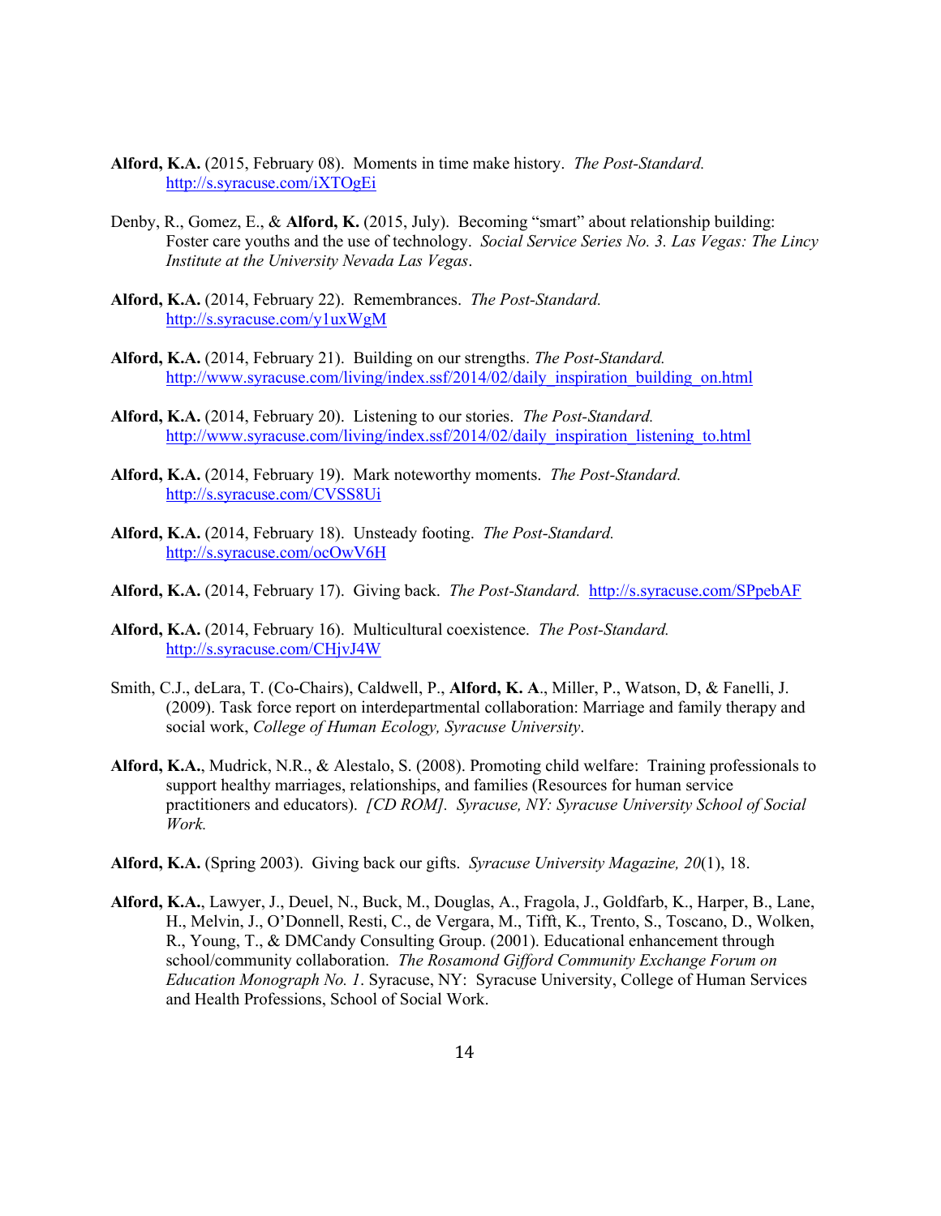**Alford, K.A.** (2015, February 08). Moments in time make history. *The Post-Standard.* http://s.syracuse.com/iXTOgEi

Denby, R., Gomez, E., & **Alford, K.** (2015, July). Becoming "smart" about relationship building: Foster care youths and the use of technology. *Social Service Series No. 3. Las Vegas: The Lincy Institute at the University Nevada Las Vegas*.

**Alford, K.A.** (2014, February 22). Remembrances. *The Post-Standard.* http://s.syracuse.com/y1uxWgM

**Alford, K.A.** (2014, February 21). Building on our strengths. *The Post-Standard.* http://www.syracuse.com/living/index.ssf/2014/02/daily_inspiration_building_on.html

**Alford, K.A.** (2014, February 20). Listening to our stories. *The Post-Standard.* http://www.syracuse.com/living/index.ssf/2014/02/daily_inspiration_listening_to.html

**Alford, K.A.** (2014, February 19). Mark noteworthy moments. *The Post-Standard.* http://s.syracuse.com/CVSS8Ui

**Alford, K.A.** (2014, February 18). Unsteady footing. *The Post-Standard.* http://s.syracuse.com/ocOwV6H

**Alford, K.A.** (2014, February 17). Giving back. *The Post-Standard.* http://s.syracuse.com/SPpebAF

**Alford, K.A.** (2014, February 16). Multicultural coexistence. *The Post-Standard.* http://s.syracuse.com/CHjvJ4W

Smith, C.J., deLara, T. (Co-Chairs), Caldwell, P., **Alford, K. A**., Miller, P., Watson, D, & Fanelli, J. (2009). Task force report on interdepartmental collaboration: Marriage and family therapy and social work, *College of Human Ecology, Syracuse University*.

**Alford, K.A.**, Mudrick, N.R., & Alestalo, S. (2008). Promoting child welfare: Training professionals to support healthy marriages, relationships, and families (Resources for human service practitioners and educators). *[CD ROM]. Syracuse, NY: Syracuse University School of Social Work.*

**Alford, K.A.** (Spring 2003). Giving back our gifts. *Syracuse University Magazine, 20*(1), 18.

**Alford, K.A.**, Lawyer, J., Deuel, N., Buck, M., Douglas, A., Fragola, J., Goldfarb, K., Harper, B., Lane, H., Melvin, J., O'Donnell, Resti, C., de Vergara, M., Tifft, K., Trento, S., Toscano, D., Wolken, R., Young, T., & DMCandy Consulting Group. (2001). Educational enhancement through school/community collaboration. *The Rosamond Gifford Community Exchange Forum on Education Monograph No. 1*. Syracuse, NY: Syracuse University, College of Human Services and Health Professions, School of Social Work.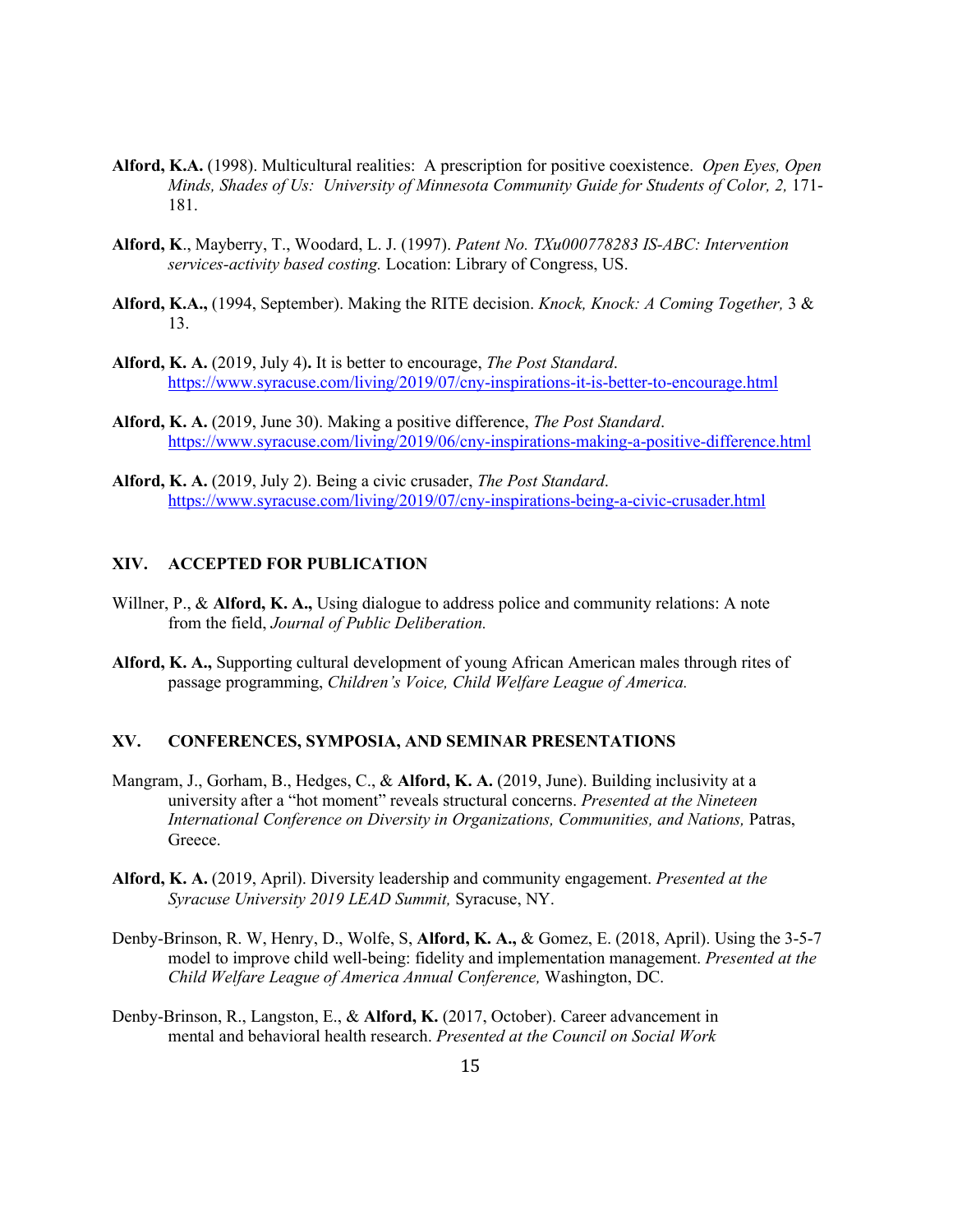**Alford, K.A.** (1998). Multicultural realities: A prescription for positive coexistence. *Open Eyes, Open Minds, Shades of Us: University of Minnesota Community Guide for Students of Color, 2,* 171-181.

**Alford, K**., Mayberry, T., Woodard, L. J. (1997). *Patent No. TXu000778283 IS-ABC: Intervention services-activity based costing.* Location: Library of Congress, US.

**Alford, K.A.,** (1994, September). Making the RITE decision. *Knock, Knock: A Coming Together,* 3 & 13.

**Alford, K. A.** (2019, July 4)**.** It is better to encourage, *The Post Standard*. https://www.syracuse.com/living/2019/07/cny-inspirations-it-is-better-to-encourage.html

**Alford, K. A.** (2019, June 30). Making a positive difference, *The Post Standard*. https://www.syracuse.com/living/2019/06/cny-inspirations-making-a-positive-difference.html

**Alford, K. A.** (2019, July 2). Being a civic crusader, *The Post Standard*. https://www.syracuse.com/living/2019/07/cny-inspirations-being-a-civic-crusader.html

## XIV. ACCEPTED FOR PUBLICATION

Willner, P., & **Alford, K. A.,** Using dialogue to address police and community relations: A note from the field, *Journal of Public Deliberation.*

**Alford, K. A.,** Supporting cultural development of young African American males through rites of passage programming, *Children's Voice, Child Welfare League of America.*

## XV. CONFERENCES, SYMPOSIA, AND SEMINAR PRESENTATIONS

Mangram, J., Gorham, B., Hedges, C., & **Alford, K. A.** (2019, June). Building inclusivity at a university after a "hot moment" reveals structural concerns. *Presented at the Nineteen International Conference on Diversity in Organizations, Communities, and Nations,* Patras, Greece.

**Alford, K. A.** (2019, April). Diversity leadership and community engagement. *Presented at the Syracuse University 2019 LEAD Summit,* Syracuse, NY.

Denby-Brinson, R. W, Henry, D., Wolfe, S, **Alford, K. A.,** & Gomez, E. (2018, April). Using the 3-5-7 model to improve child well-being: fidelity and implementation management. *Presented at the Child Welfare League of America Annual Conference,* Washington, DC.

Denby-Brinson, R., Langston, E., & **Alford, K.** (2017, October). Career advancement in mental and behavioral health research. *Presented at the Council on Social Work*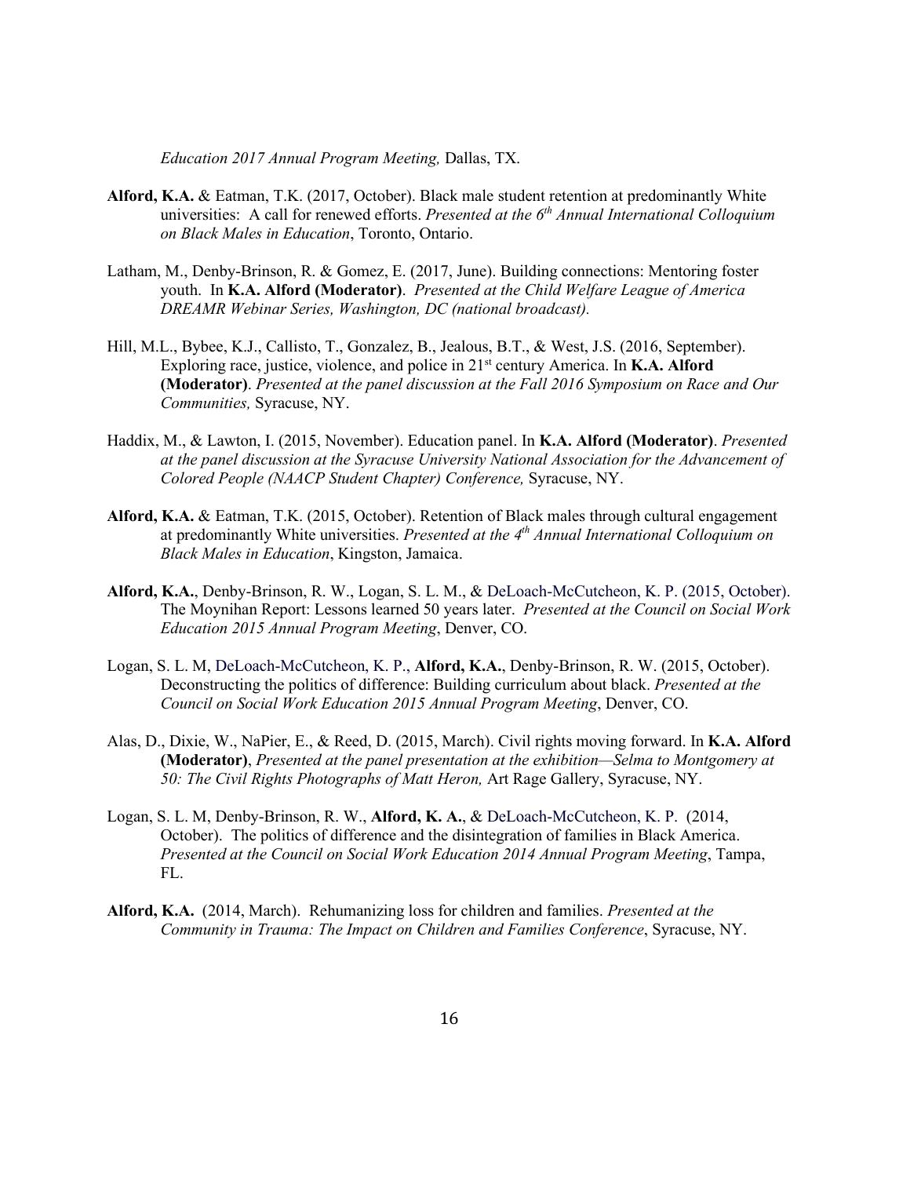*Education 2017 Annual Program Meeting,* Dallas, TX.

**Alford, K.A.** & Eatman, T.K. (2017, October). Black male student retention at predominantly White universities: A call for renewed efforts. *Presented at the 6th Annual International Colloquium on Black Males in Education*, Toronto, Ontario.

Latham, M., Denby-Brinson, R. & Gomez, E. (2017, June). Building connections: Mentoring foster youth. In **K.A. Alford (Moderator)**. *Presented at the Child Welfare League of America DREAMR Webinar Series, Washington, DC (national broadcast).*

Hill, M.L., Bybee, K.J., Callisto, T., Gonzalez, B., Jealous, B.T., & West, J.S. (2016, September). Exploring race, justice, violence, and police in 21st century America. In **K.A. Alford (Moderator)**. *Presented at the panel discussion at the Fall 2016 Symposium on Race and Our Communities,* Syracuse, NY.

Haddix, M., & Lawton, I. (2015, November). Education panel. In **K.A. Alford (Moderator)**. *Presented at the panel discussion at the Syracuse University National Association for the Advancement of Colored People (NAACP Student Chapter) Conference,* Syracuse, NY.

**Alford, K.A.** & Eatman, T.K. (2015, October). Retention of Black males through cultural engagement at predominantly White universities. *Presented at the 4th Annual International Colloquium on Black Males in Education*, Kingston, Jamaica.

**Alford, K.A.**, Denby-Brinson, R. W., Logan, S. L. M., & DeLoach-McCutcheon, K. P. (2015, October). The Moynihan Report: Lessons learned 50 years later. *Presented at the Council on Social Work Education 2015 Annual Program Meeting*, Denver, CO.

Logan, S. L. M, DeLoach-McCutcheon, K. P., **Alford, K.A.**, Denby-Brinson, R. W. (2015, October). Deconstructing the politics of difference: Building curriculum about black. *Presented at the Council on Social Work Education 2015 Annual Program Meeting*, Denver, CO.

Alas, D., Dixie, W., NaPier, E., & Reed, D. (2015, March). Civil rights moving forward. In **K.A. Alford (Moderator)**, *Presented at the panel presentation at the exhibition—Selma to Montgomery at 50: The Civil Rights Photographs of Matt Heron,* Art Rage Gallery, Syracuse, NY.

Logan, S. L. M, Denby-Brinson, R. W., **Alford, K. A.**, & DeLoach-McCutcheon, K. P. (2014, October). The politics of difference and the disintegration of families in Black America. *Presented at the Council on Social Work Education 2014 Annual Program Meeting*, Tampa, FL.

**Alford, K.A.** (2014, March). Rehumanizing loss for children and families. *Presented at the Community in Trauma: The Impact on Children and Families Conference*, Syracuse, NY.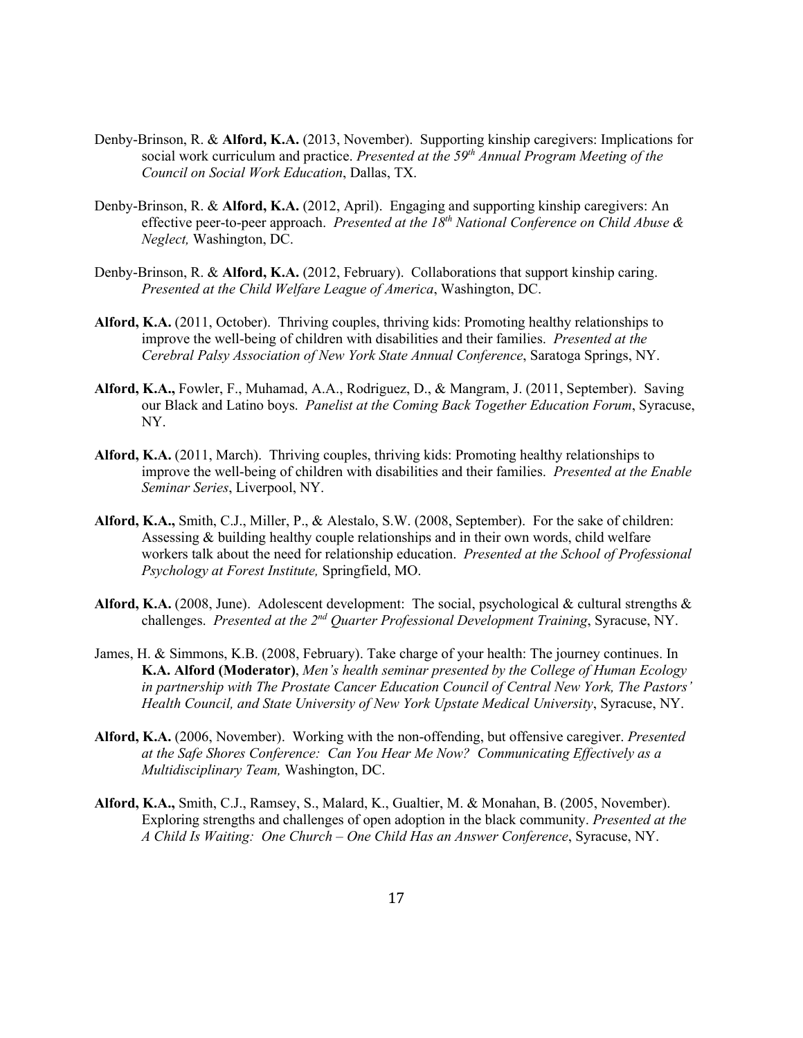Denby-Brinson, R. & **Alford, K.A.** (2013, November). Supporting kinship caregivers: Implications for social work curriculum and practice. *Presented at the 59th Annual Program Meeting of the Council on Social Work Education*, Dallas, TX.

Denby-Brinson, R. & **Alford, K.A.** (2012, April). Engaging and supporting kinship caregivers: An effective peer-to-peer approach. *Presented at the 18th National Conference on Child Abuse & Neglect,* Washington, DC.

Denby-Brinson, R. & **Alford, K.A.** (2012, February). Collaborations that support kinship caring. *Presented at the Child Welfare League of America*, Washington, DC.

**Alford, K.A.** (2011, October). Thriving couples, thriving kids: Promoting healthy relationships to improve the well-being of children with disabilities and their families. *Presented at the Cerebral Palsy Association of New York State Annual Conference*, Saratoga Springs, NY.

**Alford, K.A.,** Fowler, F., Muhamad, A.A., Rodriguez, D., & Mangram, J. (2011, September). Saving our Black and Latino boys. *Panelist at the Coming Back Together Education Forum*, Syracuse, NY.

**Alford, K.A.** (2011, March). Thriving couples, thriving kids: Promoting healthy relationships to improve the well-being of children with disabilities and their families. *Presented at the Enable Seminar Series*, Liverpool, NY.

**Alford, K.A.,** Smith, C.J., Miller, P., & Alestalo, S.W. (2008, September). For the sake of children: Assessing & building healthy couple relationships and in their own words, child welfare workers talk about the need for relationship education. *Presented at the School of Professional Psychology at Forest Institute,* Springfield, MO.

**Alford, K.A.** (2008, June). Adolescent development: The social, psychological & cultural strengths & challenges. *Presented at the 2nd Quarter Professional Development Training*, Syracuse, NY.

James, H. & Simmons, K.B. (2008, February). Take charge of your health: The journey continues. In **K.A. Alford (Moderator)**, *Men's health seminar presented by the College of Human Ecology in partnership with The Prostate Cancer Education Council of Central New York, The Pastors' Health Council, and State University of New York Upstate Medical University*, Syracuse, NY.

**Alford, K.A.** (2006, November). Working with the non-offending, but offensive caregiver. *Presented at the Safe Shores Conference: Can You Hear Me Now? Communicating Effectively as a Multidisciplinary Team,* Washington, DC.

**Alford, K.A.,** Smith, C.J., Ramsey, S., Malard, K., Gualtier, M. & Monahan, B. (2005, November). Exploring strengths and challenges of open adoption in the black community. *Presented at the A Child Is Waiting: One Church – One Child Has an Answer Conference*, Syracuse, NY.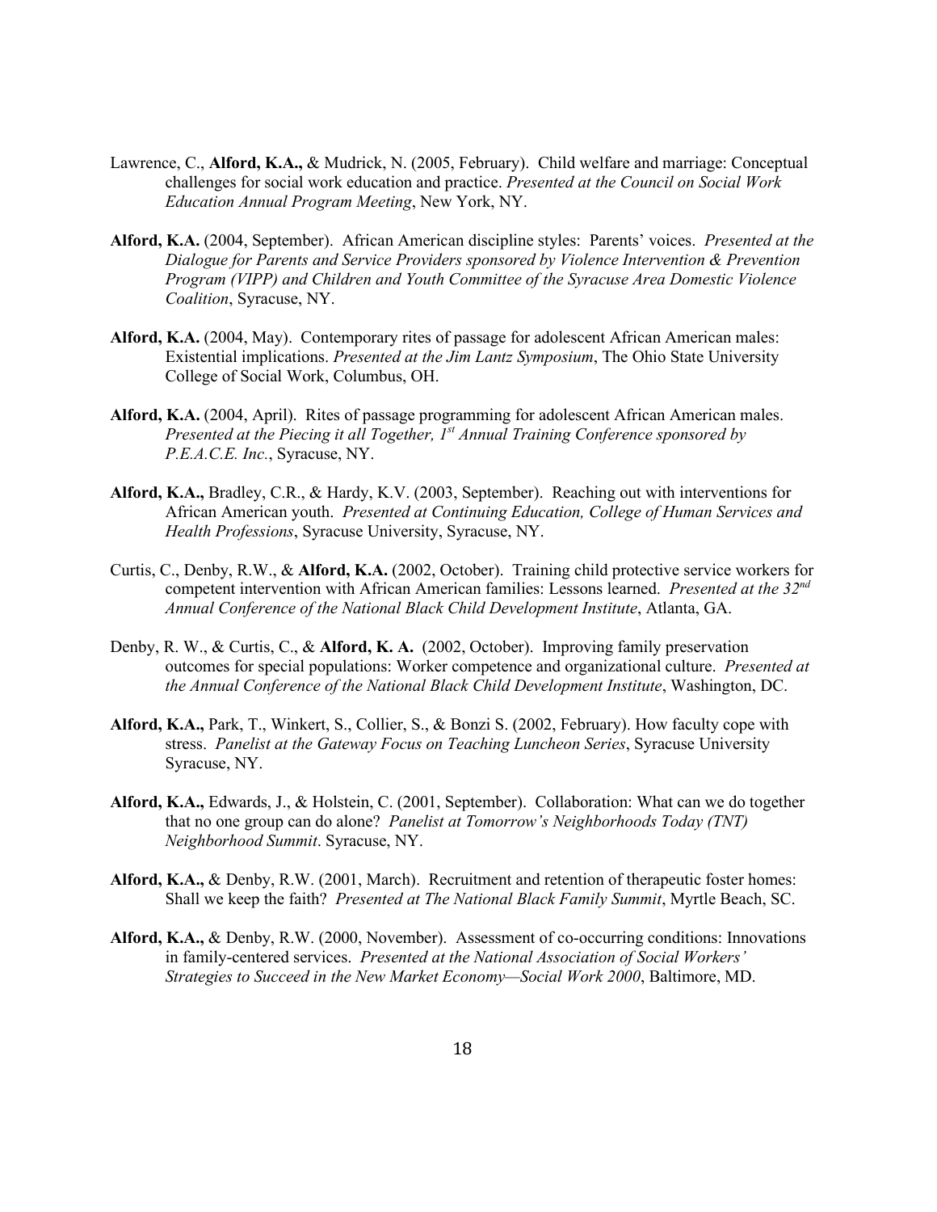Lawrence, C., **Alford, K.A.,** & Mudrick, N. (2005, February). Child welfare and marriage: Conceptual challenges for social work education and practice. *Presented at the Council on Social Work Education Annual Program Meeting*, New York, NY.

**Alford, K.A.** (2004, September). African American discipline styles: Parents' voices. *Presented at the Dialogue for Parents and Service Providers sponsored by Violence Intervention & Prevention Program (VIPP) and Children and Youth Committee of the Syracuse Area Domestic Violence Coalition*, Syracuse, NY.

**Alford, K.A.** (2004, May). Contemporary rites of passage for adolescent African American males: Existential implications. *Presented at the Jim Lantz Symposium*, The Ohio State University College of Social Work, Columbus, OH.

**Alford, K.A.** (2004, April). Rites of passage programming for adolescent African American males. *Presented at the Piecing it all Together, 1st Annual Training Conference sponsored by P.E.A.C.E. Inc.*, Syracuse, NY.

**Alford, K.A.,** Bradley, C.R., & Hardy, K.V. (2003, September). Reaching out with interventions for African American youth. *Presented at Continuing Education, College of Human Services and Health Professions*, Syracuse University, Syracuse, NY.

Curtis, C., Denby, R.W., & **Alford, K.A.** (2002, October). Training child protective service workers for competent intervention with African American families: Lessons learned. *Presented at the 32nd Annual Conference of the National Black Child Development Institute*, Atlanta, GA.

Denby, R. W., & Curtis, C., & **Alford, K. A.** (2002, October). Improving family preservation outcomes for special populations: Worker competence and organizational culture. *Presented at the Annual Conference of the National Black Child Development Institute*, Washington, DC.

**Alford, K.A.,** Park, T., Winkert, S., Collier, S., & Bonzi S. (2002, February). How faculty cope with stress. *Panelist at the Gateway Focus on Teaching Luncheon Series*, Syracuse University Syracuse, NY.

**Alford, K.A.,** Edwards, J., & Holstein, C. (2001, September). Collaboration: What can we do together that no one group can do alone? *Panelist at Tomorrow's Neighborhoods Today (TNT) Neighborhood Summit*. Syracuse, NY.

**Alford, K.A.,** & Denby, R.W. (2001, March). Recruitment and retention of therapeutic foster homes: Shall we keep the faith? *Presented at The National Black Family Summit*, Myrtle Beach, SC.

**Alford, K.A.,** & Denby, R.W. (2000, November). Assessment of co-occurring conditions: Innovations in family-centered services. *Presented at the National Association of Social Workers' Strategies to Succeed in the New Market Economy—Social Work 2000*, Baltimore, MD.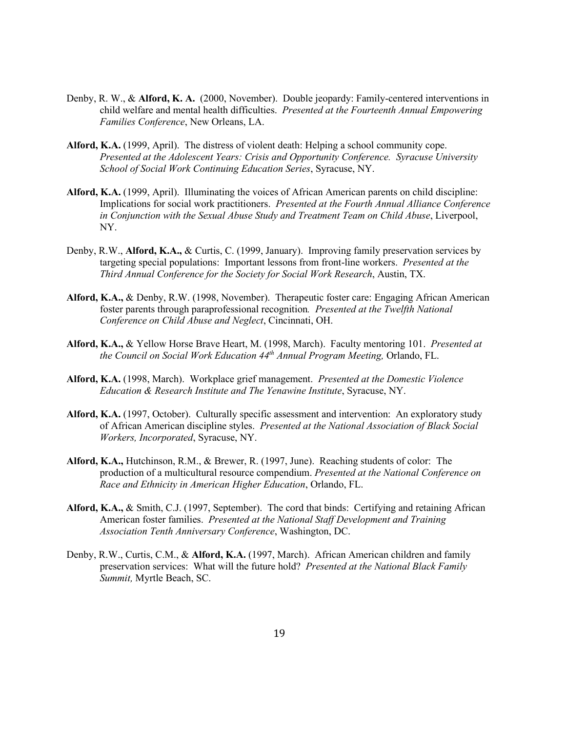Denby, R. W., & **Alford, K. A.** (2000, November). Double jeopardy: Family-centered interventions in child welfare and mental health difficulties. *Presented at the Fourteenth Annual Empowering Families Conference*, New Orleans, LA.

**Alford, K.A.** (1999, April). The distress of violent death: Helping a school community cope. *Presented at the Adolescent Years: Crisis and Opportunity Conference. Syracuse University School of Social Work Continuing Education Series*, Syracuse, NY.

**Alford, K.A.** (1999, April). Illuminating the voices of African American parents on child discipline: Implications for social work practitioners. *Presented at the Fourth Annual Alliance Conference in Conjunction with the Sexual Abuse Study and Treatment Team on Child Abuse*, Liverpool, NY.

Denby, R.W., **Alford, K.A.,** & Curtis, C. (1999, January). Improving family preservation services by targeting special populations: Important lessons from front-line workers. *Presented at the Third Annual Conference for the Society for Social Work Research*, Austin, TX.

**Alford, K.A.,** & Denby, R.W. (1998, November). Therapeutic foster care: Engaging African American foster parents through paraprofessional recognition*. Presented at the Twelfth National Conference on Child Abuse and Neglect*, Cincinnati, OH.

**Alford, K.A.,** & Yellow Horse Brave Heart, M. (1998, March). Faculty mentoring 101. *Presented at the Council on Social Work Education 44th Annual Program Meeting,* Orlando, FL.

**Alford, K.A.** (1998, March). Workplace grief management. *Presented at the Domestic Violence Education & Research Institute and The Yenawine Institute*, Syracuse, NY.

**Alford, K.A.** (1997, October). Culturally specific assessment and intervention: An exploratory study of African American discipline styles. *Presented at the National Association of Black Social Workers, Incorporated*, Syracuse, NY.

**Alford, K.A.,** Hutchinson, R.M., & Brewer, R. (1997, June). Reaching students of color: The production of a multicultural resource compendium. *Presented at the National Conference on Race and Ethnicity in American Higher Education*, Orlando, FL.

**Alford, K.A.,** & Smith, C.J. (1997, September). The cord that binds: Certifying and retaining African American foster families. *Presented at the National Staff Development and Training Association Tenth Anniversary Conference*, Washington, DC.

Denby, R.W., Curtis, C.M., & **Alford, K.A.** (1997, March). African American children and family preservation services: What will the future hold? *Presented at the National Black Family Summit,* Myrtle Beach, SC.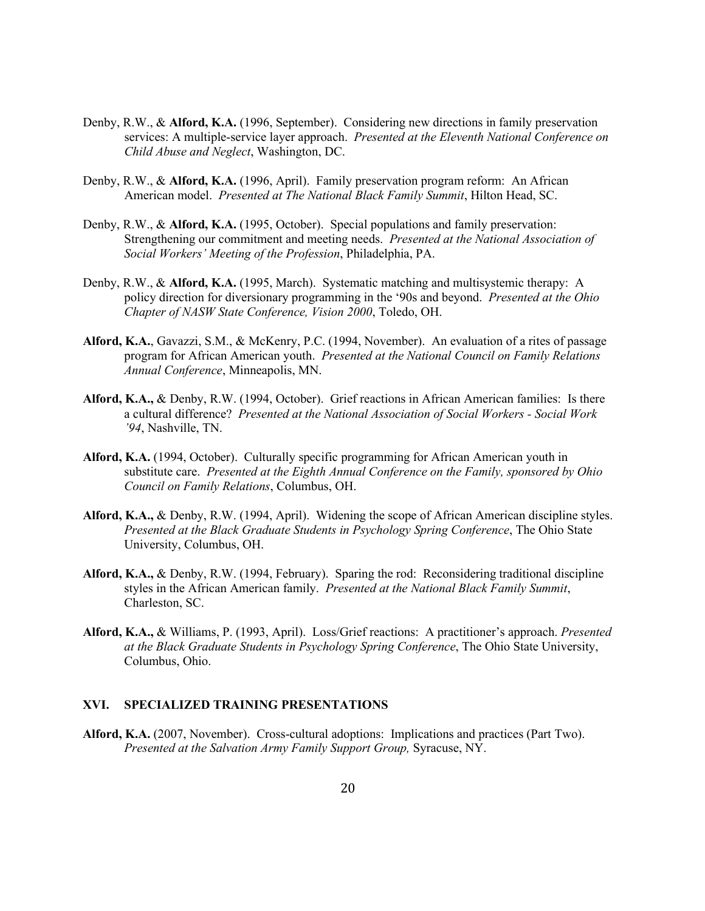Denby, R.W., & **Alford, K.A.** (1996, September). Considering new directions in family preservation services: A multiple-service layer approach. *Presented at the Eleventh National Conference on Child Abuse and Neglect*, Washington, DC.

Denby, R.W., & **Alford, K.A.** (1996, April). Family preservation program reform: An African American model. *Presented at The National Black Family Summit*, Hilton Head, SC.

Denby, R.W., & **Alford, K.A.** (1995, October). Special populations and family preservation: Strengthening our commitment and meeting needs. *Presented at the National Association of Social Workers' Meeting of the Profession*, Philadelphia, PA.

Denby, R.W., & **Alford, K.A.** (1995, March). Systematic matching and multisystemic therapy: A policy direction for diversionary programming in the '90s and beyond. *Presented at the Ohio Chapter of NASW State Conference, Vision 2000*, Toledo, OH.

**Alford, K.A.**, Gavazzi, S.M., & McKenry, P.C. (1994, November). An evaluation of a rites of passage program for African American youth. *Presented at the National Council on Family Relations Annual Conference*, Minneapolis, MN.

**Alford, K.A.,** & Denby, R.W. (1994, October). Grief reactions in African American families: Is there a cultural difference? *Presented at the National Association of Social Workers - Social Work '94*, Nashville, TN.

**Alford, K.A.** (1994, October). Culturally specific programming for African American youth in substitute care. *Presented at the Eighth Annual Conference on the Family, sponsored by Ohio Council on Family Relations*, Columbus, OH.

**Alford, K.A.,** & Denby, R.W. (1994, April). Widening the scope of African American discipline styles. *Presented at the Black Graduate Students in Psychology Spring Conference*, The Ohio State University, Columbus, OH.

**Alford, K.A.,** & Denby, R.W. (1994, February). Sparing the rod: Reconsidering traditional discipline styles in the African American family. *Presented at the National Black Family Summit*, Charleston, SC.

**Alford, K.A.,** & Williams, P. (1993, April). Loss/Grief reactions: A practitioner's approach. *Presented at the Black Graduate Students in Psychology Spring Conference*, The Ohio State University, Columbus, Ohio.

## XVI. SPECIALIZED TRAINING PRESENTATIONS

**Alford, K.A.** (2007, November). Cross-cultural adoptions: Implications and practices (Part Two). *Presented at the Salvation Army Family Support Group,* Syracuse, NY.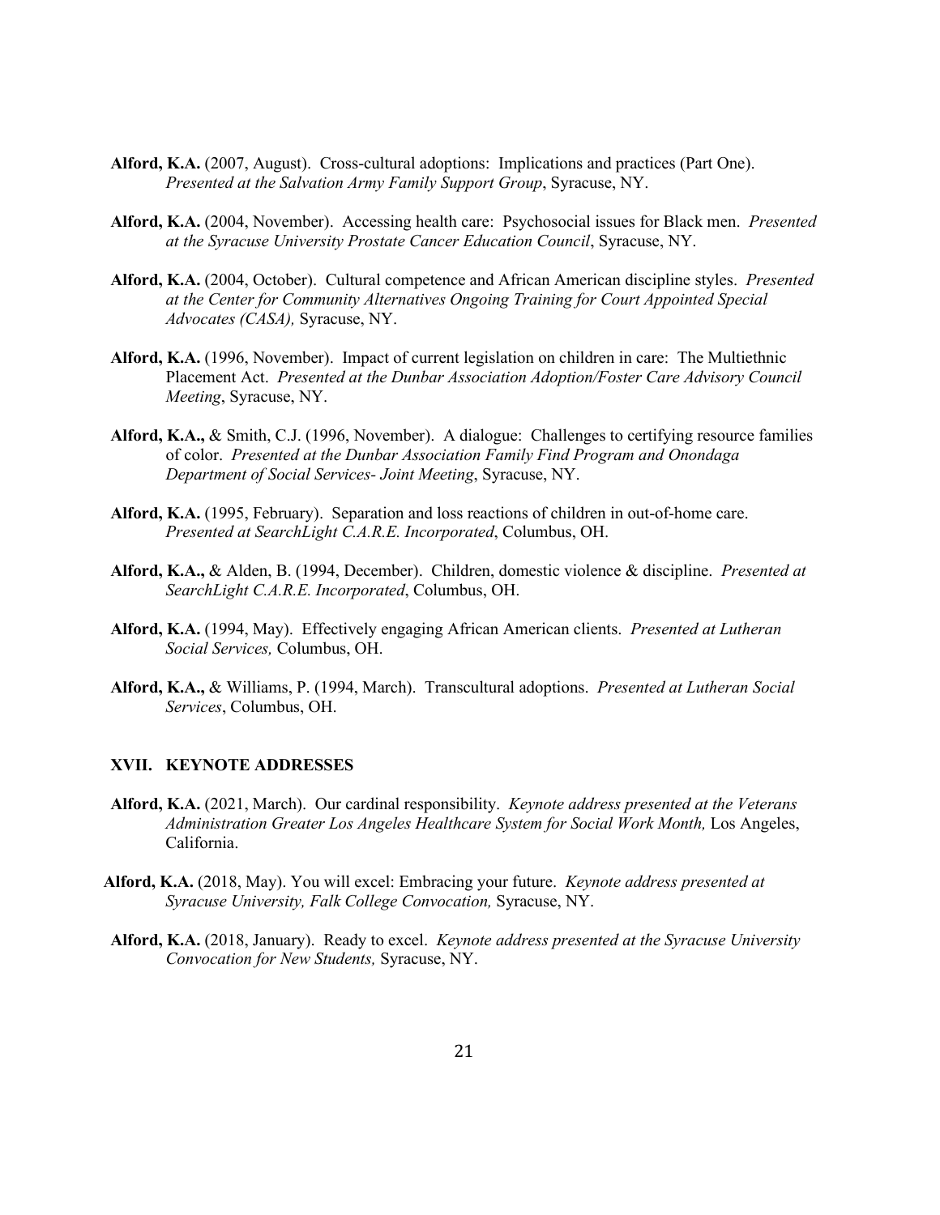**Alford, K.A.** (2007, August). Cross-cultural adoptions: Implications and practices (Part One). *Presented at the Salvation Army Family Support Group*, Syracuse, NY.

**Alford, K.A.** (2004, November). Accessing health care: Psychosocial issues for Black men. *Presented at the Syracuse University Prostate Cancer Education Council*, Syracuse, NY.

**Alford, K.A.** (2004, October). Cultural competence and African American discipline styles. *Presented at the Center for Community Alternatives Ongoing Training for Court Appointed Special Advocates (CASA),* Syracuse, NY.

**Alford, K.A.** (1996, November). Impact of current legislation on children in care: The Multiethnic Placement Act. *Presented at the Dunbar Association Adoption/Foster Care Advisory Council Meeting*, Syracuse, NY.

**Alford, K.A.,** & Smith, C.J. (1996, November). A dialogue: Challenges to certifying resource families of color. *Presented at the Dunbar Association Family Find Program and Onondaga Department of Social Services- Joint Meeting*, Syracuse, NY.

**Alford, K.A.** (1995, February). Separation and loss reactions of children in out-of-home care. *Presented at SearchLight C.A.R.E. Incorporated*, Columbus, OH.

**Alford, K.A.,** & Alden, B. (1994, December). Children, domestic violence & discipline. *Presented at SearchLight C.A.R.E. Incorporated*, Columbus, OH.

**Alford, K.A.** (1994, May). Effectively engaging African American clients. *Presented at Lutheran Social Services,* Columbus, OH.

**Alford, K.A.,** & Williams, P. (1994, March). Transcultural adoptions. *Presented at Lutheran Social Services*, Columbus, OH.

## XVII. KEYNOTE ADDRESSES

**Alford, K.A.** (2021, March). Our cardinal responsibility. *Keynote address presented at the Veterans Administration Greater Los Angeles Healthcare System for Social Work Month,* Los Angeles, California.

**Alford, K.A.** (2018, May). You will excel: Embracing your future. *Keynote address presented at Syracuse University, Falk College Convocation,* Syracuse, NY.

**Alford, K.A.** (2018, January). Ready to excel. *Keynote address presented at the Syracuse University Convocation for New Students,* Syracuse, NY.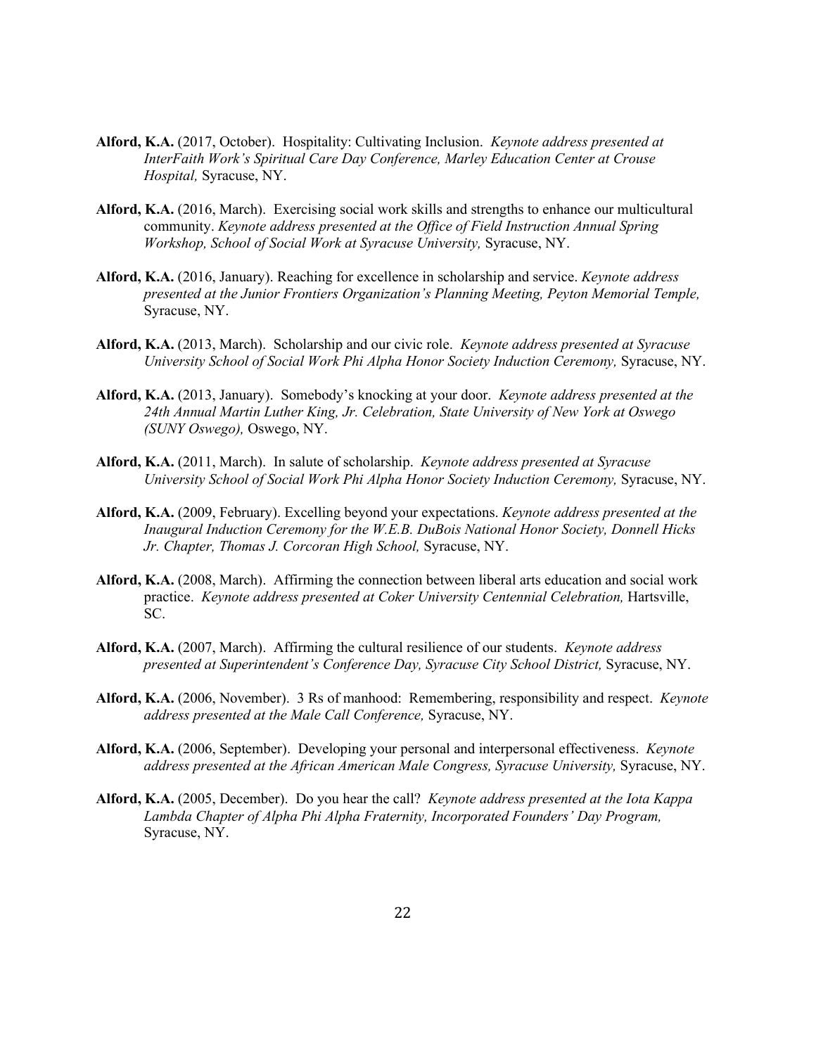**Alford, K.A.** (2017, October). Hospitality: Cultivating Inclusion. *Keynote address presented at InterFaith Work's Spiritual Care Day Conference, Marley Education Center at Crouse Hospital,* Syracuse, NY.

**Alford, K.A.** (2016, March). Exercising social work skills and strengths to enhance our multicultural community. *Keynote address presented at the Office of Field Instruction Annual Spring Workshop, School of Social Work at Syracuse University,* Syracuse, NY.

**Alford, K.A.** (2016, January). Reaching for excellence in scholarship and service. *Keynote address presented at the Junior Frontiers Organization's Planning Meeting, Peyton Memorial Temple,* Syracuse, NY.

**Alford, K.A.** (2013, March). Scholarship and our civic role. *Keynote address presented at Syracuse University School of Social Work Phi Alpha Honor Society Induction Ceremony,* Syracuse, NY.

**Alford, K.A.** (2013, January). Somebody's knocking at your door. *Keynote address presented at the 24th Annual Martin Luther King, Jr. Celebration, State University of New York at Oswego (SUNY Oswego),* Oswego, NY.

**Alford, K.A.** (2011, March). In salute of scholarship. *Keynote address presented at Syracuse University School of Social Work Phi Alpha Honor Society Induction Ceremony,* Syracuse, NY.

**Alford, K.A.** (2009, February). Excelling beyond your expectations. *Keynote address presented at the Inaugural Induction Ceremony for the W.E.B. DuBois National Honor Society, Donnell Hicks Jr. Chapter, Thomas J. Corcoran High School,* Syracuse, NY.

**Alford, K.A.** (2008, March). Affirming the connection between liberal arts education and social work practice. *Keynote address presented at Coker University Centennial Celebration,* Hartsville, SC.

**Alford, K.A.** (2007, March). Affirming the cultural resilience of our students. *Keynote address presented at Superintendent's Conference Day, Syracuse City School District,* Syracuse, NY.

**Alford, K.A.** (2006, November). 3 Rs of manhood: Remembering, responsibility and respect. *Keynote address presented at the Male Call Conference,* Syracuse, NY.

**Alford, K.A.** (2006, September). Developing your personal and interpersonal effectiveness. *Keynote address presented at the African American Male Congress, Syracuse University,* Syracuse, NY.

**Alford, K.A.** (2005, December). Do you hear the call? *Keynote address presented at the Iota Kappa Lambda Chapter of Alpha Phi Alpha Fraternity, Incorporated Founders' Day Program,* Syracuse, NY.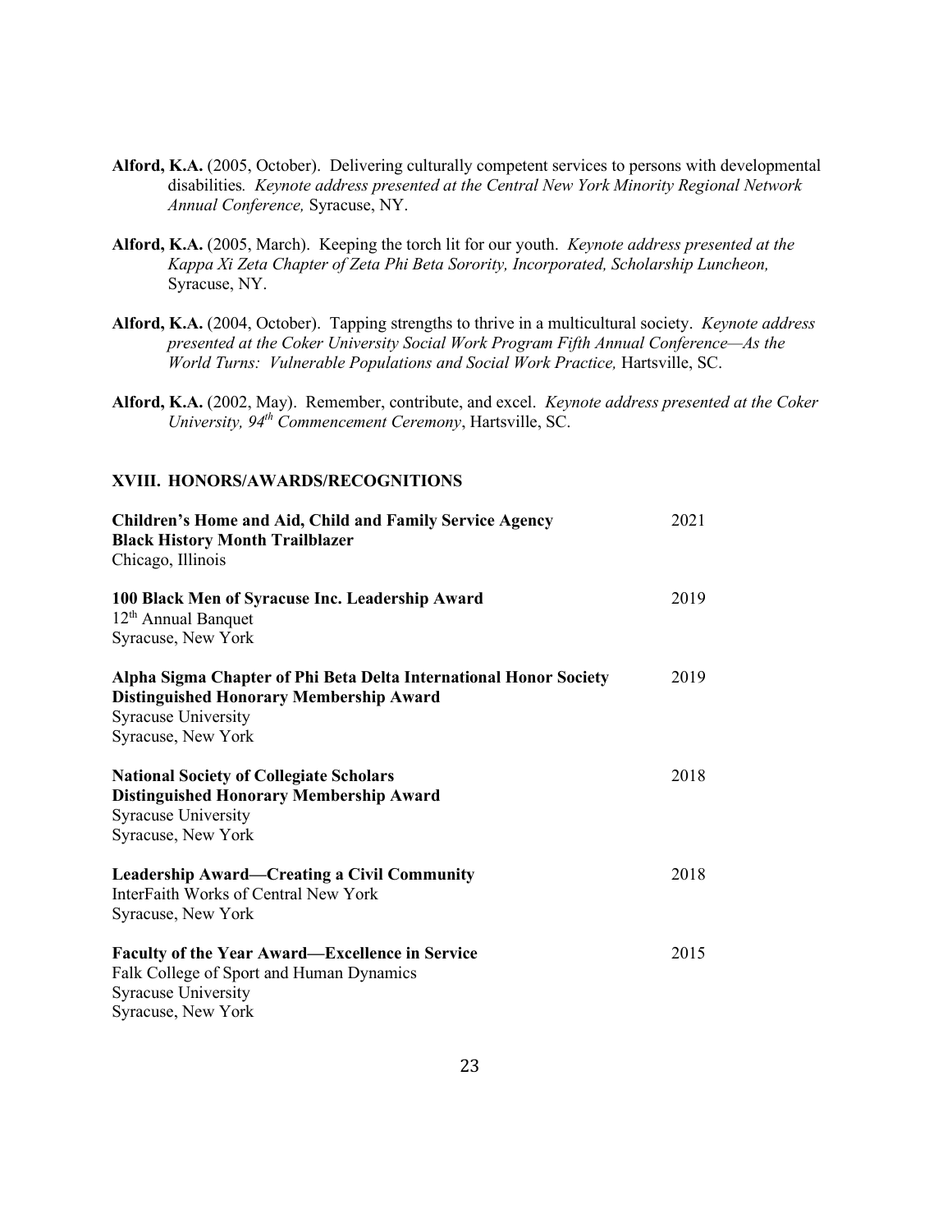**Alford, K.A.** (2005, October). Delivering culturally competent services to persons with developmental disabilities. *Keynote address presented at the Central New York Minority Regional Network Annual Conference,* Syracuse, NY.

**Alford, K.A.** (2005, March). Keeping the torch lit for our youth. *Keynote address presented at the Kappa Xi Zeta Chapter of Zeta Phi Beta Sorority, Incorporated, Scholarship Luncheon,* Syracuse, NY.

**Alford, K.A.** (2004, October). Tapping strengths to thrive in a multicultural society. *Keynote address presented at the Coker University Social Work Program Fifth Annual Conference—As the World Turns: Vulnerable Populations and Social Work Practice,* Hartsville, SC.

**Alford, K.A.** (2002, May). Remember, contribute, and excel. *Keynote address presented at the Coker University, 94th Commencement Ceremony*, Hartsville, SC.

## XVIII. HONORS/AWARDS/RECOGNITIONS

**Children's Home and Aid, Child and Family Service Agency** — 2021
**Black History Month Trailblazer**
Chicago, Illinois

**100 Black Men of Syracuse Inc. Leadership Award** — 2019
12th Annual Banquet
Syracuse, New York

**Alpha Sigma Chapter of Phi Beta Delta International Honor Society** — 2019
**Distinguished Honorary Membership Award**
Syracuse University
Syracuse, New York

**National Society of Collegiate Scholars** — 2018
**Distinguished Honorary Membership Award**
Syracuse University
Syracuse, New York

**Leadership Award—Creating a Civil Community** — 2018
InterFaith Works of Central New York
Syracuse, New York

**Faculty of the Year Award—Excellence in Service** — 2015
Falk College of Sport and Human Dynamics
Syracuse University
Syracuse, New York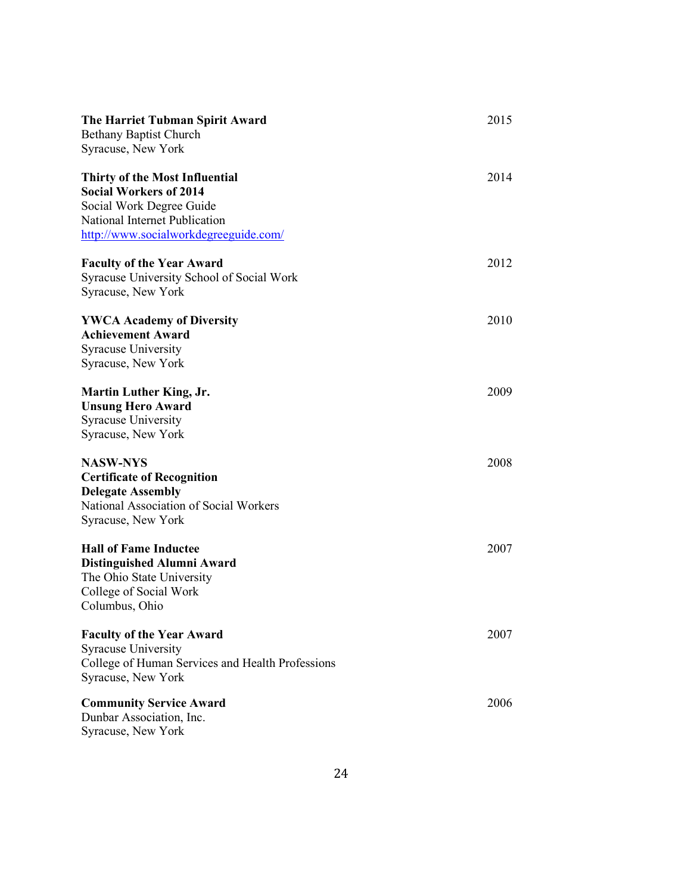**The Harriet Tubman Spirit Award** 2015
Bethany Baptist Church
Syracuse, New York

**Thirty of the Most Influential**
**Social Workers of 2014** 2014
Social Work Degree Guide
National Internet Publication
http://www.socialworkdegreeguide.com/

**Faculty of the Year Award** 2012
Syracuse University School of Social Work
Syracuse, New York

**YWCA Academy of Diversity**
**Achievement Award** 2010
Syracuse University
Syracuse, New York

**Martin Luther King, Jr.**
**Unsung Hero Award** 2009
Syracuse University
Syracuse, New York

**NASW-NYS**
**Certificate of Recognition** 2008
**Delegate Assembly**
National Association of Social Workers
Syracuse, New York

**Hall of Fame Inductee**
**Distinguished Alumni Award** 2007
The Ohio State University
College of Social Work
Columbus, Ohio

**Faculty of the Year Award** 2007
Syracuse University
College of Human Services and Health Professions
Syracuse, New York

**Community Service Award** 2006
Dunbar Association, Inc.
Syracuse, New York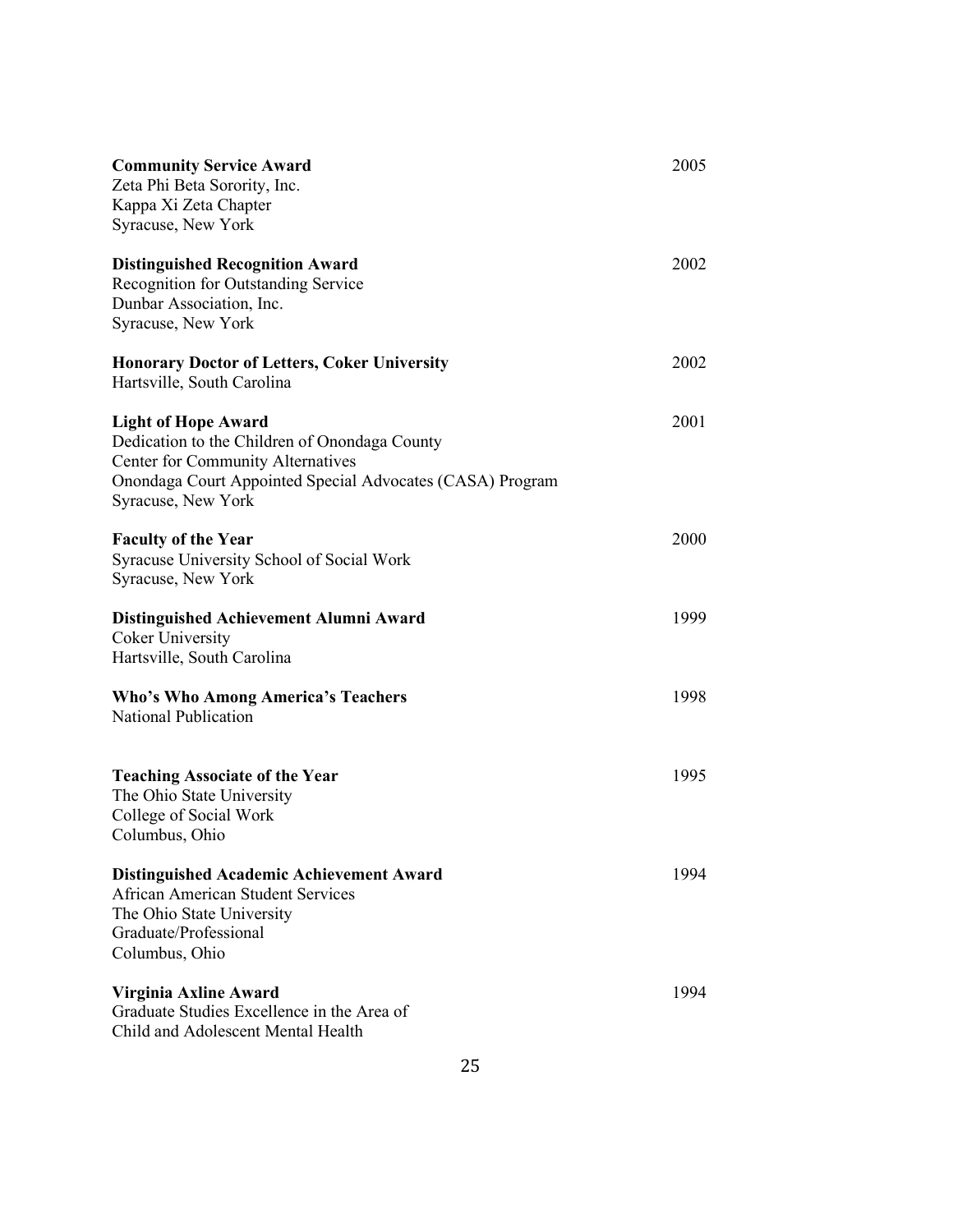**Community Service Award** 2005
Zeta Phi Beta Sorority, Inc.
Kappa Xi Zeta Chapter
Syracuse, New York

**Distinguished Recognition Award** 2002
Recognition for Outstanding Service
Dunbar Association, Inc.
Syracuse, New York

**Honorary Doctor of Letters, Coker University** 2002
Hartsville, South Carolina

**Light of Hope Award** 2001
Dedication to the Children of Onondaga County
Center for Community Alternatives
Onondaga Court Appointed Special Advocates (CASA) Program
Syracuse, New York

**Faculty of the Year** 2000
Syracuse University School of Social Work
Syracuse, New York

**Distinguished Achievement Alumni Award** 1999
Coker University
Hartsville, South Carolina

**Who's Who Among America's Teachers** 1998
National Publication

**Teaching Associate of the Year** 1995
The Ohio State University
College of Social Work
Columbus, Ohio

**Distinguished Academic Achievement Award** 1994
African American Student Services
The Ohio State University
Graduate/Professional
Columbus, Ohio

**Virginia Axline Award** 1994
Graduate Studies Excellence in the Area of
Child and Adolescent Mental Health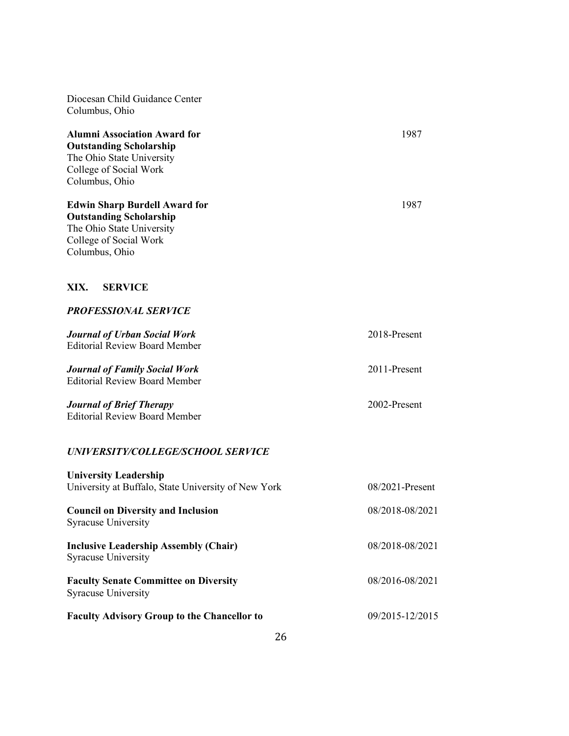Diocesan Child Guidance Center
Columbus, Ohio

**Alumni Association Award for Outstanding Scholarship** — 1987
The Ohio State University
College of Social Work
Columbus, Ohio

**Edwin Sharp Burdell Award for Outstanding Scholarship** — 1987
The Ohio State University
College of Social Work
Columbus, Ohio

## XIX. SERVICE

### *PROFESSIONAL SERVICE*

***Journal of Urban Social Work*** — 2018-Present
Editorial Review Board Member

***Journal of Family Social Work*** — 2011-Present
Editorial Review Board Member

***Journal of Brief Therapy*** — 2002-Present
Editorial Review Board Member

### *UNIVERSITY/COLLEGE/SCHOOL SERVICE*

**University Leadership** — 08/2021-Present
University at Buffalo, State University of New York

**Council on Diversity and Inclusion** — 08/2018-08/2021
Syracuse University

**Inclusive Leadership Assembly (Chair)** — 08/2018-08/2021
Syracuse University

**Faculty Senate Committee on Diversity** — 08/2016-08/2021
Syracuse University

**Faculty Advisory Group to the Chancellor to** — 09/2015-12/2015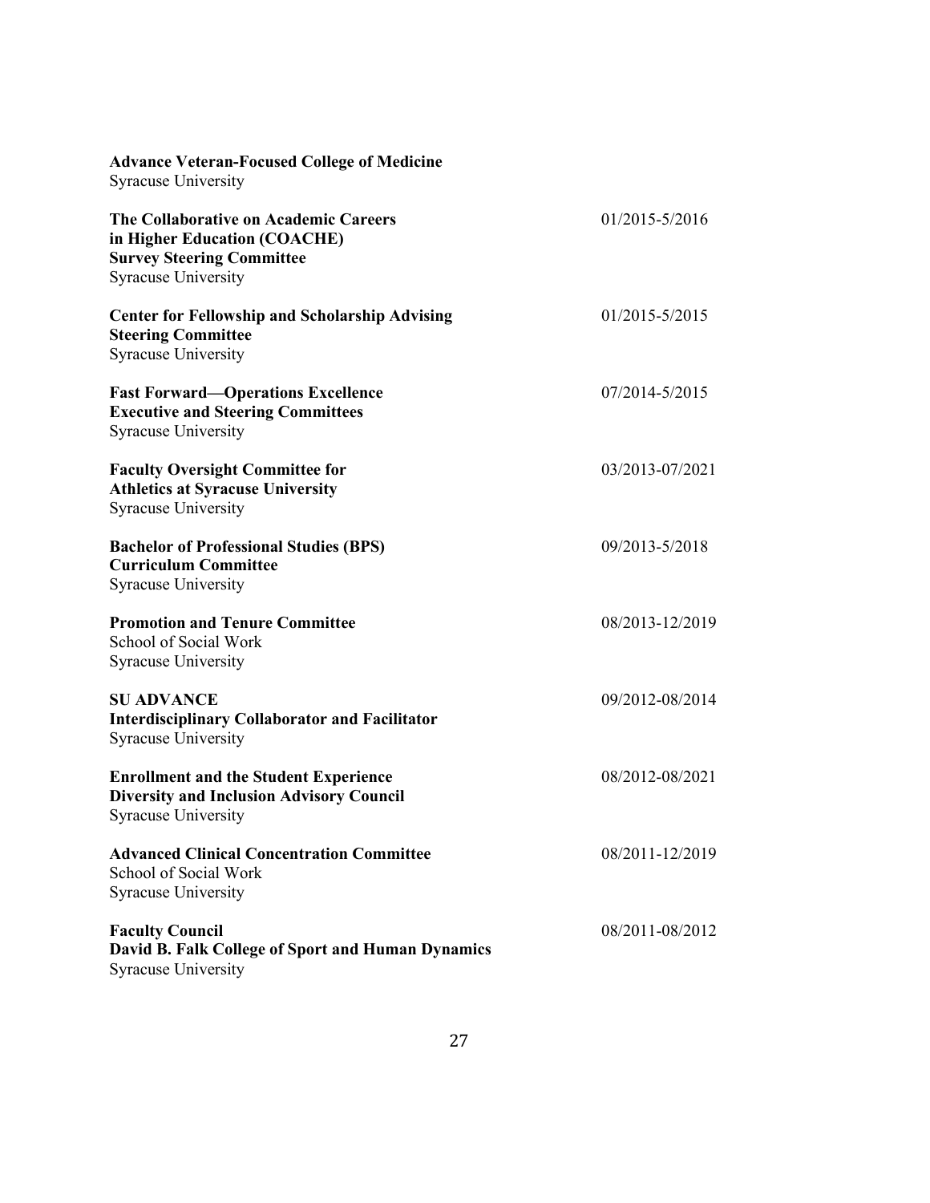**Advance Veteran-Focused College of Medicine**
Syracuse University

**The Collaborative on Academic Careers in Higher Education (COACHE) Survey Steering Committee** 01/2015-5/2016
Syracuse University

**Center for Fellowship and Scholarship Advising Steering Committee** 01/2015-5/2015
Syracuse University

**Fast Forward—Operations Excellence Executive and Steering Committees** 07/2014-5/2015
Syracuse University

**Faculty Oversight Committee for Athletics at Syracuse University** 03/2013-07/2021
Syracuse University

**Bachelor of Professional Studies (BPS) Curriculum Committee** 09/2013-5/2018
Syracuse University

**Promotion and Tenure Committee** 08/2013-12/2019
School of Social Work
Syracuse University

**SU ADVANCE**
**Interdisciplinary Collaborator and Facilitator** 09/2012-08/2014
Syracuse University

**Enrollment and the Student Experience Diversity and Inclusion Advisory Council** 08/2012-08/2021
Syracuse University

**Advanced Clinical Concentration Committee** 08/2011-12/2019
School of Social Work
Syracuse University

**Faculty Council**
**David B. Falk College of Sport and Human Dynamics** 08/2011-08/2012
Syracuse University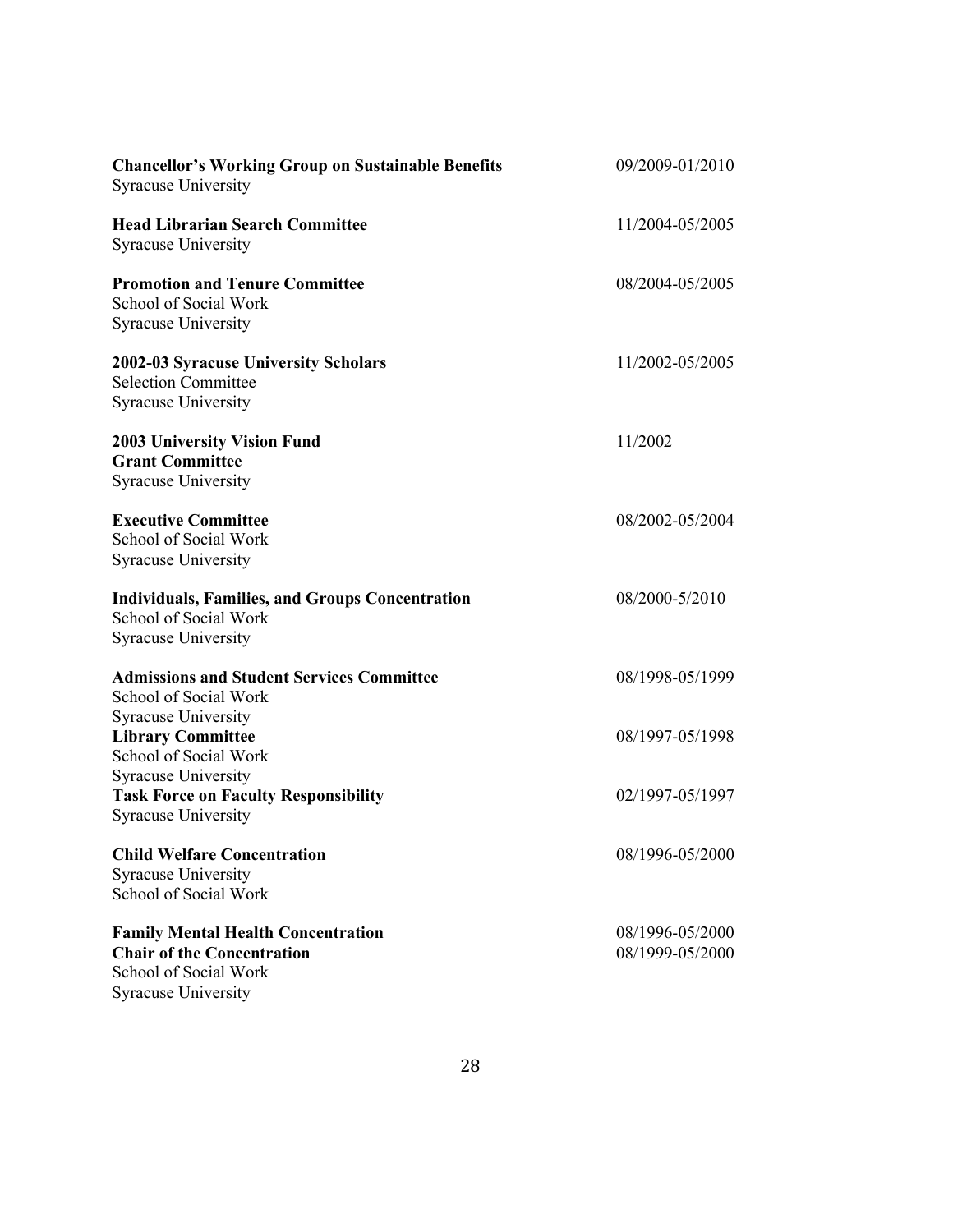**Chancellor's Working Group on Sustainable Benefits** 09/2009-01/2010
Syracuse University

**Head Librarian Search Committee** 11/2004-05/2005
Syracuse University

**Promotion and Tenure Committee** 08/2004-05/2005
School of Social Work
Syracuse University

**2002-03 Syracuse University Scholars** 11/2002-05/2005
Selection Committee
Syracuse University

**2003 University Vision Fund** 11/2002
**Grant Committee**
Syracuse University

**Executive Committee** 08/2002-05/2004
School of Social Work
Syracuse University

**Individuals, Families, and Groups Concentration** 08/2000-5/2010
School of Social Work
Syracuse University

**Admissions and Student Services Committee** 08/1998-05/1999
School of Social Work
Syracuse University

**Library Committee** 08/1997-05/1998
School of Social Work
Syracuse University

**Task Force on Faculty Responsibility** 02/1997-05/1997
Syracuse University

**Child Welfare Concentration** 08/1996-05/2000
Syracuse University
School of Social Work

**Family Mental Health Concentration** 08/1996-05/2000
**Chair of the Concentration** 08/1999-05/2000
School of Social Work
Syracuse University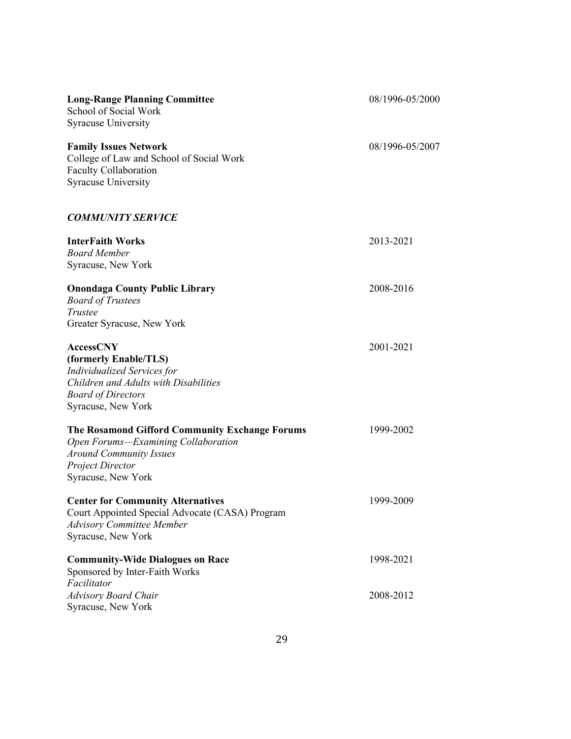**Long-Range Planning Committee** 08/1996-05/2000
School of Social Work
Syracuse University

**Family Issues Network** 08/1996-05/2007
College of Law and School of Social Work
Faculty Collaboration
Syracuse University

***COMMUNITY SERVICE***

**InterFaith Works** 2013-2021
*Board Member*
Syracuse, New York

**Onondaga County Public Library** 2008-2016
*Board of Trustees*
*Trustee*
Greater Syracuse, New York

**AccessCNY** 2001-2021
**(formerly Enable/TLS)**
*Individualized Services for*
*Children and Adults with Disabilities*
*Board of Directors*
Syracuse, New York

**The Rosamond Gifford Community Exchange Forums** 1999-2002
*Open Forums—Examining Collaboration*
*Around Community Issues*
*Project Director*
Syracuse, New York

**Center for Community Alternatives** 1999-2009
Court Appointed Special Advocate (CASA) Program
*Advisory Committee Member*
Syracuse, New York

**Community-Wide Dialogues on Race** 1998-2021
Sponsored by Inter-Faith Works
*Facilitator*
*Advisory Board Chair* 2008-2012
Syracuse, New York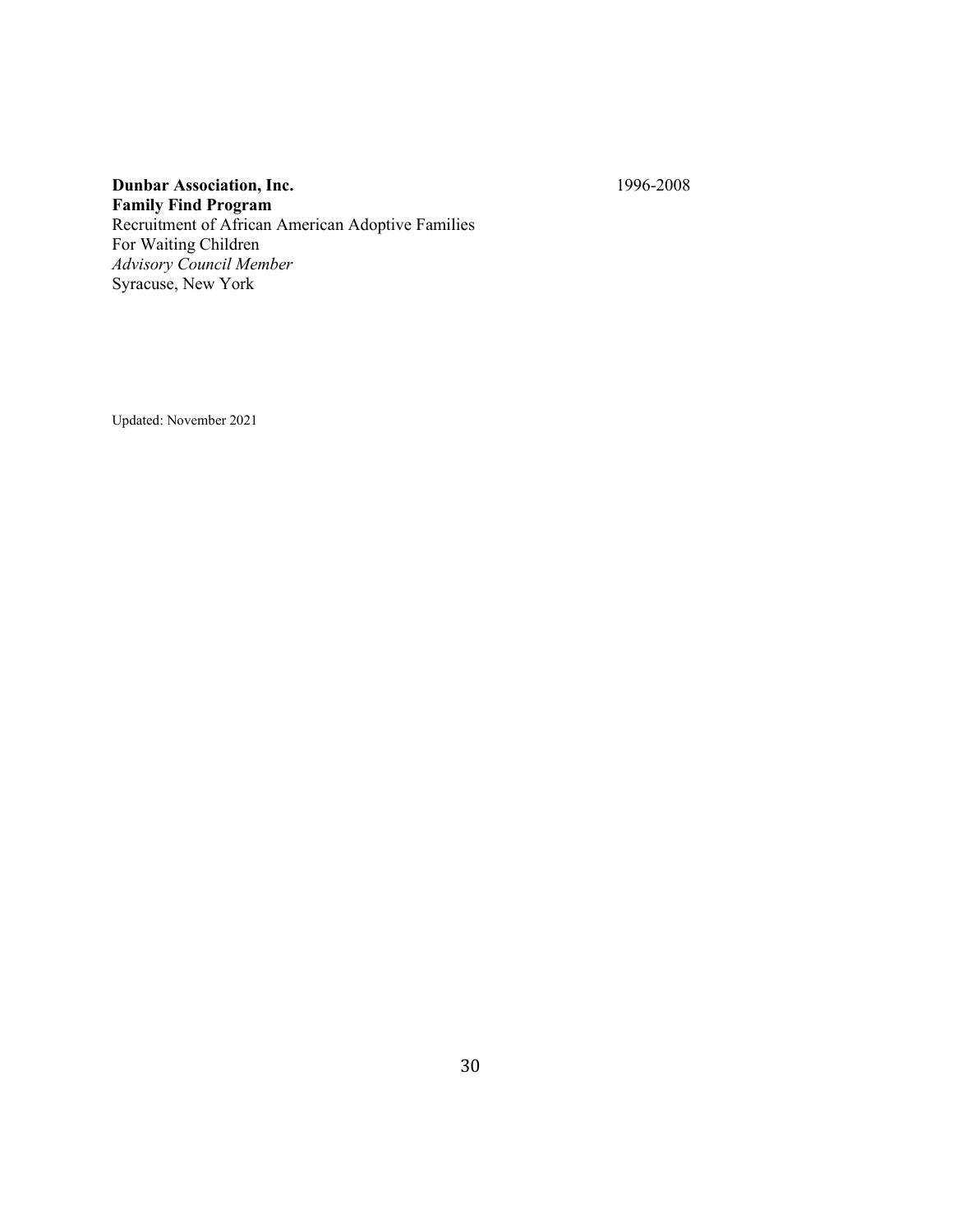**Dunbar Association, Inc.** 1996-2008
**Family Find Program**
Recruitment of African American Adoptive Families
For Waiting Children
*Advisory Council Member*
Syracuse, New York

Updated: November 2021